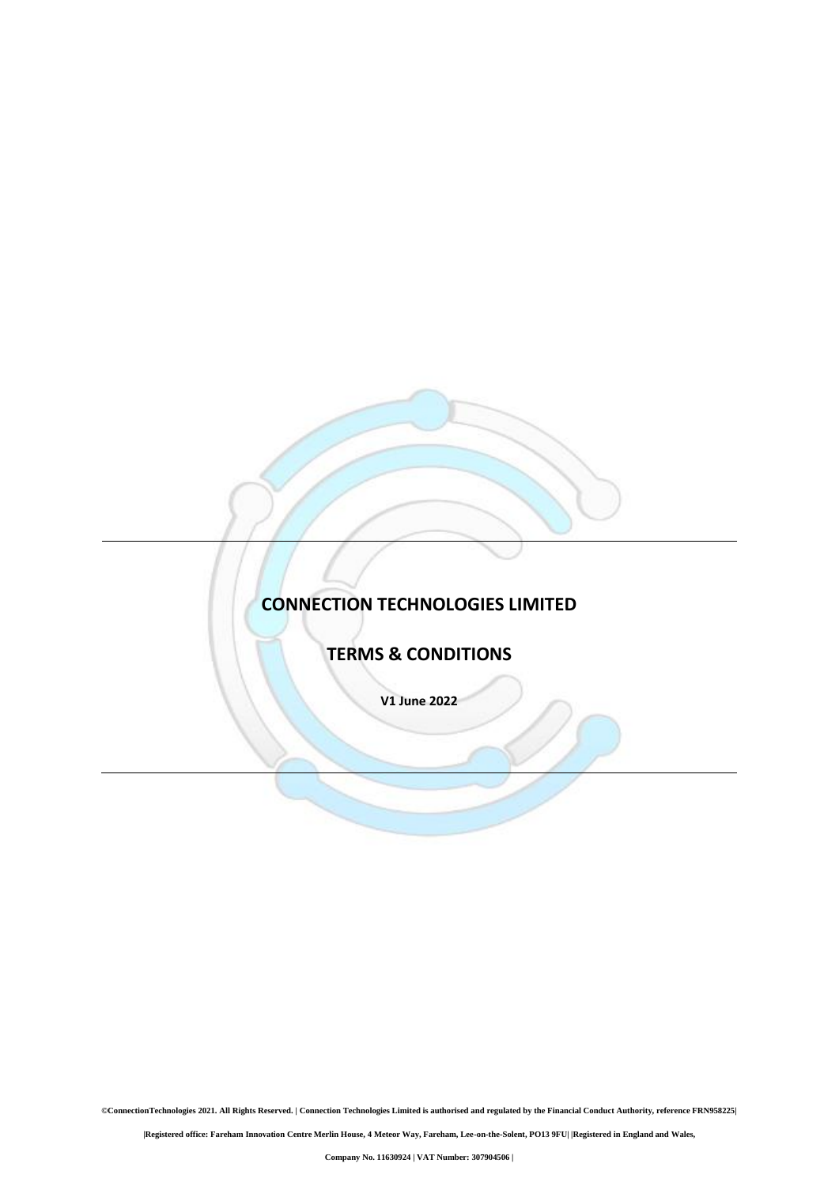# CONNECTION TECHNOLOGIES LIMITED

## TERMS & CONDITIONS

**V1 June 2022**

**©ConnectionTechnologies 2021. All Rights Reserved. | Connection Technologies Limited is authorised and regulated by the Financial Conduct Authority, reference FRN958225|**

**|Registered office: Fareham Innovation Centre Merlin House, 4 Meteor Way, Fareham, Lee-on-the-Solent, PO13 9FU| |Registered in England and Wales,**

**Company No. 11630924 | VAT Number: 307904506 |**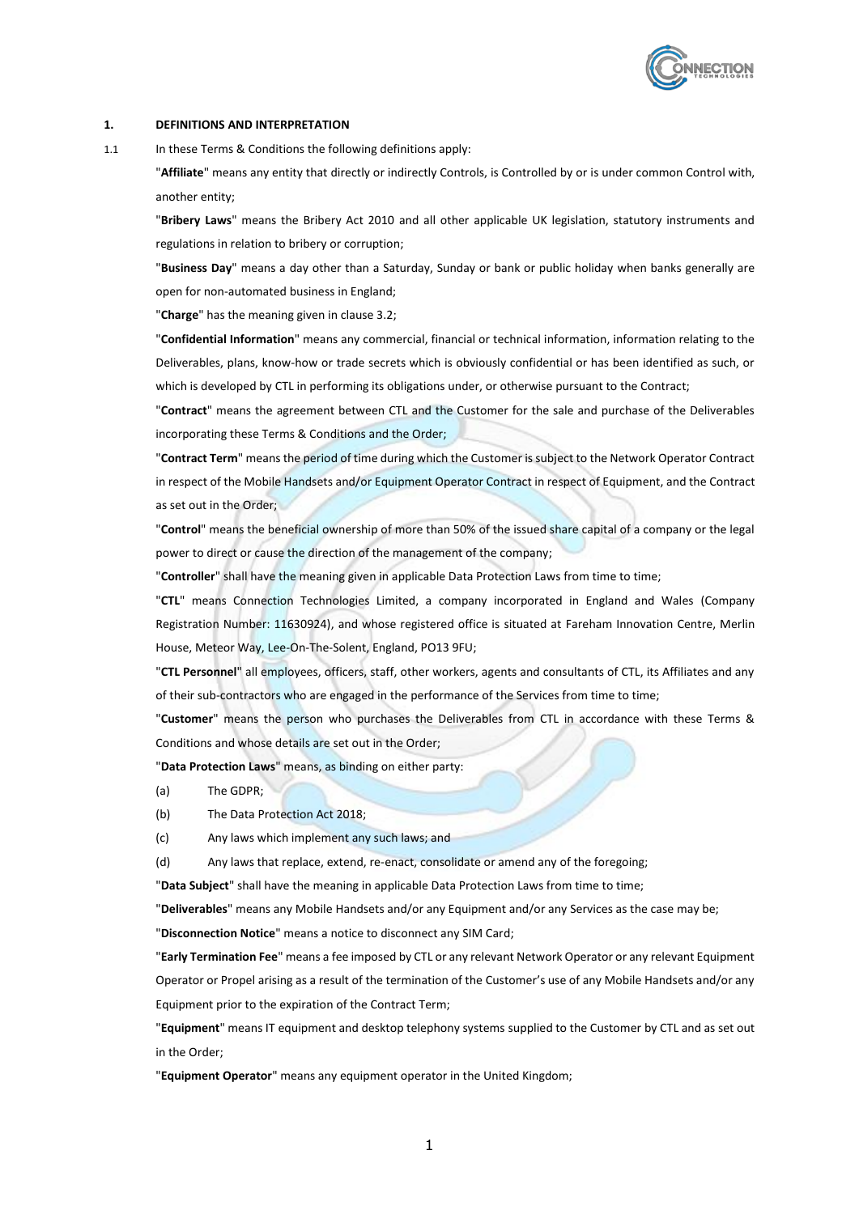## 1. DEFINITIONS AND INTERPRETATION

1.1 In these Terms & Conditions the following definitions apply:

"**Affiliate**" means any entity that directly or indirectly Controls, is Controlled by or is under common Control with, another entity;

"**Bribery Laws**" means the Bribery Act 2010 and all other applicable UK legislation, statutory instruments and regulations in relation to bribery or corruption;

"**Business Day**" means a day other than a Saturday, Sunday or bank or public holiday when banks generally are open for non-automated business in England;

"**Charge**" has the meaning given in clause 3.2;

"**Confidential Information**" means any commercial, financial or technical information, information relating to the Deliverables, plans, know-how or trade secrets which is obviously confidential or has been identified as such, or which is developed by CTL in performing its obligations under, or otherwise pursuant to the Contract;

"**Contract**" means the agreement between CTL and the Customer for the sale and purchase of the Deliverables incorporating these Terms & Conditions and the Order;

"**Contract Term**" means the period of time during which the Customer is subject to the Network Operator Contract in respect of the Mobile Handsets and/or Equipment Operator Contract in respect of Equipment, and the Contract as set out in the Order;

"**Control**" means the beneficial ownership of more than 50% of the issued share capital of a company or the legal power to direct or cause the direction of the management of the company;

"**Controller**" shall have the meaning given in applicable Data Protection Laws from time to time;

"**CTL**" means Connection Technologies Limited, a company incorporated in England and Wales (Company Registration Number: 11630924), and whose registered office is situated at Fareham Innovation Centre, Merlin House, Meteor Way, Lee-On-The-Solent, England, PO13 9FU;

"**CTL Personnel**" all employees, officers, staff, other workers, agents and consultants of CTL, its Affiliates and any of their sub-contractors who are engaged in the performance of the Services from time to time;

"**Customer**" means the person who purchases the Deliverables from CTL in accordance with these Terms & Conditions and whose details are set out in the Order;

"**Data Protection Laws**" means, as binding on either party:

(a) The GDPR;

(b) The Data Protection Act 2018;

(c) Any laws which implement any such laws; and

(d) Any laws that replace, extend, re-enact, consolidate or amend any of the foregoing;

"**Data Subject**" shall have the meaning in applicable Data Protection Laws from time to time;

"**Deliverables**" means any Mobile Handsets and/or any Equipment and/or any Services as the case may be;

"**Disconnection Notice**" means a notice to disconnect any SIM Card;

"**Early Termination Fee**" means a fee imposed by CTL or any relevant Network Operator or any relevant Equipment Operator or Propel arising as a result of the termination of the Customer's use of any Mobile Handsets and/or any Equipment prior to the expiration of the Contract Term;

"**Equipment**" means IT equipment and desktop telephony systems supplied to the Customer by CTL and as set out in the Order;

"**Equipment Operator**" means any equipment operator in the United Kingdom;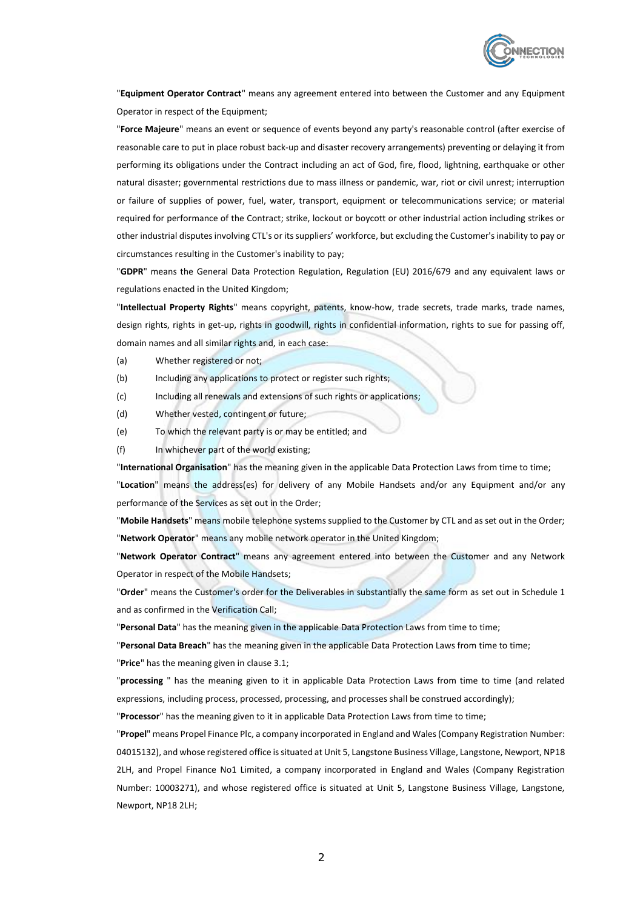"**Equipment Operator Contract**" means any agreement entered into between the Customer and any Equipment Operator in respect of the Equipment;

"**Force Majeure**" means an event or sequence of events beyond any party's reasonable control (after exercise of reasonable care to put in place robust back-up and disaster recovery arrangements) preventing or delaying it from performing its obligations under the Contract including an act of God, fire, flood, lightning, earthquake or other natural disaster; governmental restrictions due to mass illness or pandemic, war, riot or civil unrest; interruption or failure of supplies of power, fuel, water, transport, equipment or telecommunications service; or material required for performance of the Contract; strike, lockout or boycott or other industrial action including strikes or other industrial disputes involving CTL's or its suppliers' workforce, but excluding the Customer's inability to pay or circumstances resulting in the Customer's inability to pay;

"**GDPR**" means the General Data Protection Regulation, Regulation (EU) 2016/679 and any equivalent laws or regulations enacted in the United Kingdom;

"**Intellectual Property Rights**" means copyright, patents, know-how, trade secrets, trade marks, trade names, design rights, rights in get-up, rights in goodwill, rights in confidential information, rights to sue for passing off, domain names and all similar rights and, in each case:

(a) Whether registered or not;

(b) Including any applications to protect or register such rights;

(c) Including all renewals and extensions of such rights or applications;

(d) Whether vested, contingent or future;

(e) To which the relevant party is or may be entitled; and

(f) In whichever part of the world existing;

"**International Organisation**" has the meaning given in the applicable Data Protection Laws from time to time;

"**Location**" means the address(es) for delivery of any Mobile Handsets and/or any Equipment and/or any performance of the Services as set out in the Order;

"**Mobile Handsets**" means mobile telephone systems supplied to the Customer by CTL and as set out in the Order;

"**Network Operator**" means any mobile network operator in the United Kingdom;

"**Network Operator Contract**" means any agreement entered into between the Customer and any Network Operator in respect of the Mobile Handsets;

"**Order**" means the Customer's order for the Deliverables in substantially the same form as set out in Schedule 1 and as confirmed in the Verification Call;

"**Personal Data**" has the meaning given in the applicable Data Protection Laws from time to time;

"**Personal Data Breach**" has the meaning given in the applicable Data Protection Laws from time to time;

"**Price**" has the meaning given in clause 3.1;

"**processing** " has the meaning given to it in applicable Data Protection Laws from time to time (and related expressions, including process, processed, processing, and processes shall be construed accordingly);

"**Processor**" has the meaning given to it in applicable Data Protection Laws from time to time;

"**Propel**" means Propel Finance Plc, a company incorporated in England and Wales (Company Registration Number: 04015132), and whose registered office is situated at Unit 5, Langstone Business Village, Langstone, Newport, NP18 2LH, and Propel Finance No1 Limited, a company incorporated in England and Wales (Company Registration Number: 10003271), and whose registered office is situated at Unit 5, Langstone Business Village, Langstone, Newport, NP18 2LH;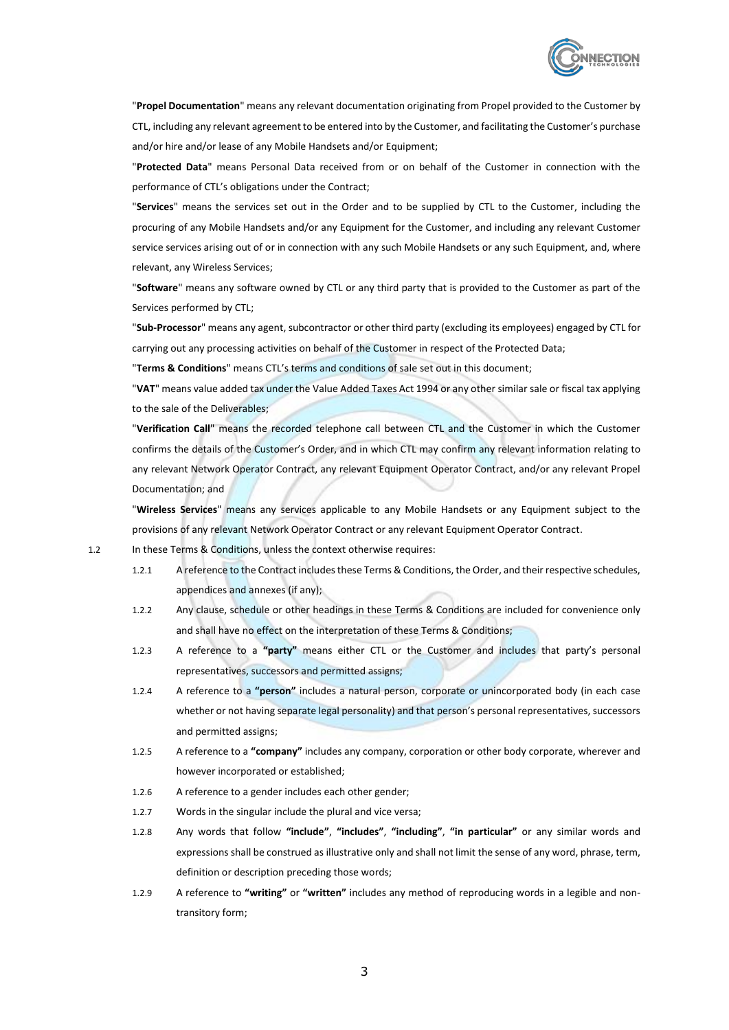"**Propel Documentation**" means any relevant documentation originating from Propel provided to the Customer by CTL, including any relevant agreement to be entered into by the Customer, and facilitating the Customer's purchase and/or hire and/or lease of any Mobile Handsets and/or Equipment;

"**Protected Data**" means Personal Data received from or on behalf of the Customer in connection with the performance of CTL's obligations under the Contract;

"**Services**" means the services set out in the Order and to be supplied by CTL to the Customer, including the procuring of any Mobile Handsets and/or any Equipment for the Customer, and including any relevant Customer service services arising out of or in connection with any such Mobile Handsets or any such Equipment, and, where relevant, any Wireless Services;

"**Software**" means any software owned by CTL or any third party that is provided to the Customer as part of the Services performed by CTL;

"**Sub-Processor**" means any agent, subcontractor or other third party (excluding its employees) engaged by CTL for carrying out any processing activities on behalf of the Customer in respect of the Protected Data;

"**Terms & Conditions**" means CTL's terms and conditions of sale set out in this document;

"**VAT**" means value added tax under the Value Added Taxes Act 1994 or any other similar sale or fiscal tax applying to the sale of the Deliverables;

"**Verification Call**" means the recorded telephone call between CTL and the Customer in which the Customer confirms the details of the Customer's Order, and in which CTL may confirm any relevant information relating to any relevant Network Operator Contract, any relevant Equipment Operator Contract, and/or any relevant Propel Documentation; and

"**Wireless Services**" means any services applicable to any Mobile Handsets or any Equipment subject to the provisions of any relevant Network Operator Contract or any relevant Equipment Operator Contract.

1.2 In these Terms & Conditions, unless the context otherwise requires:

1.2.1 A reference to the Contract includes these Terms & Conditions, the Order, and their respective schedules, appendices and annexes (if any);

1.2.2 Any clause, schedule or other headings in these Terms & Conditions are included for convenience only and shall have no effect on the interpretation of these Terms & Conditions;

1.2.3 A reference to a **"party"** means either CTL or the Customer and includes that party's personal representatives, successors and permitted assigns;

1.2.4 A reference to a **"person"** includes a natural person, corporate or unincorporated body (in each case whether or not having separate legal personality) and that person's personal representatives, successors and permitted assigns;

1.2.5 A reference to a **"company"** includes any company, corporation or other body corporate, wherever and however incorporated or established;

1.2.6 A reference to a gender includes each other gender;

1.2.7 Words in the singular include the plural and vice versa;

1.2.8 Any words that follow **"include"**, **"includes"**, **"including"**, **"in particular"** or any similar words and expressions shall be construed as illustrative only and shall not limit the sense of any word, phrase, term, definition or description preceding those words;

1.2.9 A reference to **"writing"** or **"written"** includes any method of reproducing words in a legible and non-transitory form;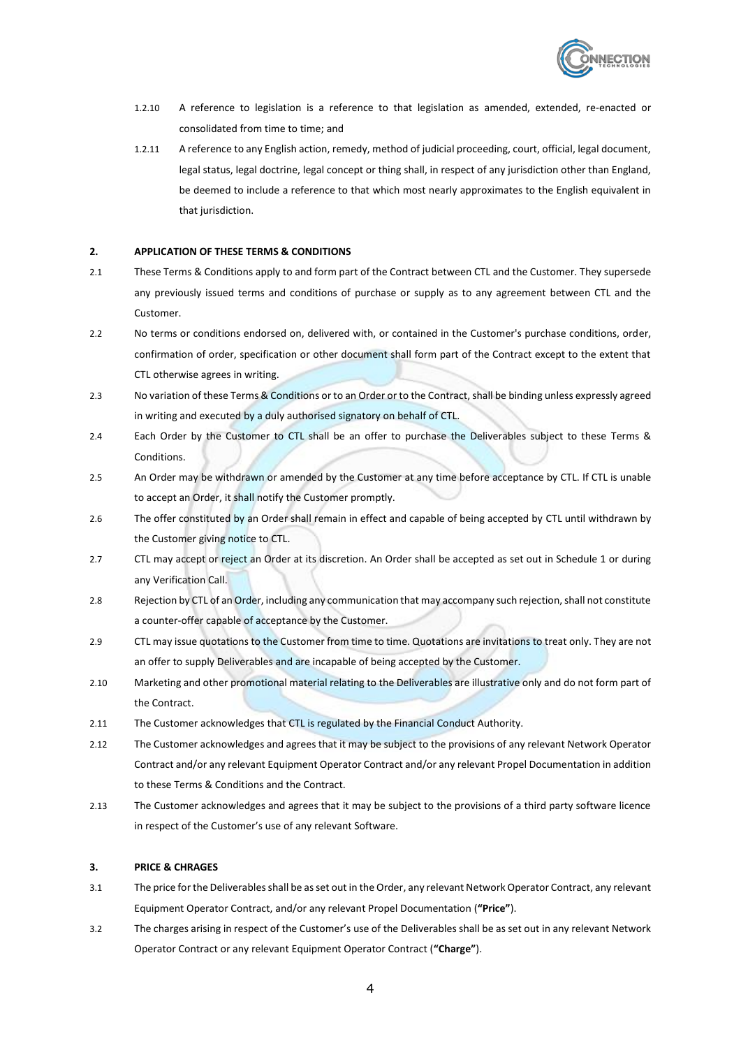1.2.10 A reference to legislation is a reference to that legislation as amended, extended, re-enacted or consolidated from time to time; and

1.2.11 A reference to any English action, remedy, method of judicial proceeding, court, official, legal document, legal status, legal doctrine, legal concept or thing shall, in respect of any jurisdiction other than England, be deemed to include a reference to that which most nearly approximates to the English equivalent in that jurisdiction.

## 2. APPLICATION OF THESE TERMS & CONDITIONS

2.1 These Terms & Conditions apply to and form part of the Contract between CTL and the Customer. They supersede any previously issued terms and conditions of purchase or supply as to any agreement between CTL and the Customer.

2.2 No terms or conditions endorsed on, delivered with, or contained in the Customer's purchase conditions, order, confirmation of order, specification or other document shall form part of the Contract except to the extent that CTL otherwise agrees in writing.

2.3 No variation of these Terms & Conditions or to an Order or to the Contract, shall be binding unless expressly agreed in writing and executed by a duly authorised signatory on behalf of CTL.

2.4 Each Order by the Customer to CTL shall be an offer to purchase the Deliverables subject to these Terms & Conditions.

2.5 An Order may be withdrawn or amended by the Customer at any time before acceptance by CTL. If CTL is unable to accept an Order, it shall notify the Customer promptly.

2.6 The offer constituted by an Order shall remain in effect and capable of being accepted by CTL until withdrawn by the Customer giving notice to CTL.

2.7 CTL may accept or reject an Order at its discretion. An Order shall be accepted as set out in Schedule 1 or during any Verification Call.

2.8 Rejection by CTL of an Order, including any communication that may accompany such rejection, shall not constitute a counter-offer capable of acceptance by the Customer.

2.9 CTL may issue quotations to the Customer from time to time. Quotations are invitations to treat only. They are not an offer to supply Deliverables and are incapable of being accepted by the Customer.

2.10 Marketing and other promotional material relating to the Deliverables are illustrative only and do not form part of the Contract.

2.11 The Customer acknowledges that CTL is regulated by the Financial Conduct Authority.

2.12 The Customer acknowledges and agrees that it may be subject to the provisions of any relevant Network Operator Contract and/or any relevant Equipment Operator Contract and/or any relevant Propel Documentation in addition to these Terms & Conditions and the Contract.

2.13 The Customer acknowledges and agrees that it may be subject to the provisions of a third party software licence in respect of the Customer's use of any relevant Software.

## 3. PRICE & CHRAGES

3.1 The price for the Deliverables shall be as set out in the Order, any relevant Network Operator Contract, any relevant Equipment Operator Contract, and/or any relevant Propel Documentation (**"Price"**).

3.2 The charges arising in respect of the Customer's use of the Deliverables shall be as set out in any relevant Network Operator Contract or any relevant Equipment Operator Contract (**"Charge"**).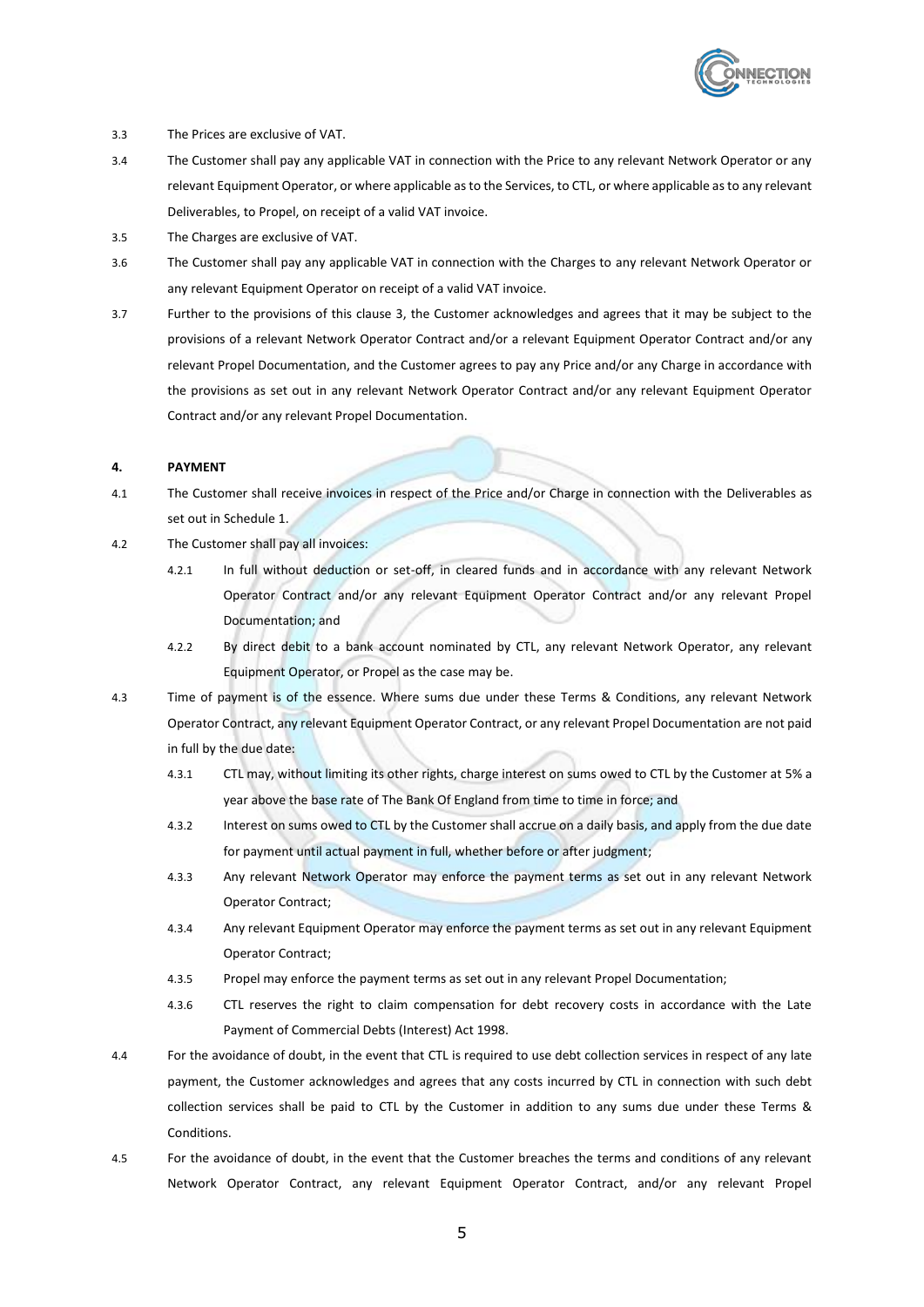3.3 The Prices are exclusive of VAT.

3.4 The Customer shall pay any applicable VAT in connection with the Price to any relevant Network Operator or any relevant Equipment Operator, or where applicable as to the Services, to CTL, or where applicable as to any relevant Deliverables, to Propel, on receipt of a valid VAT invoice.

3.5 The Charges are exclusive of VAT.

3.6 The Customer shall pay any applicable VAT in connection with the Charges to any relevant Network Operator or any relevant Equipment Operator on receipt of a valid VAT invoice.

3.7 Further to the provisions of this clause 3, the Customer acknowledges and agrees that it may be subject to the provisions of a relevant Network Operator Contract and/or a relevant Equipment Operator Contract and/or any relevant Propel Documentation, and the Customer agrees to pay any Price and/or any Charge in accordance with the provisions as set out in any relevant Network Operator Contract and/or any relevant Equipment Operator Contract and/or any relevant Propel Documentation.

## 4. PAYMENT

4.1 The Customer shall receive invoices in respect of the Price and/or Charge in connection with the Deliverables as set out in Schedule 1.

4.2 The Customer shall pay all invoices:

4.2.1 In full without deduction or set-off, in cleared funds and in accordance with any relevant Network Operator Contract and/or any relevant Equipment Operator Contract and/or any relevant Propel Documentation; and

4.2.2 By direct debit to a bank account nominated by CTL, any relevant Network Operator, any relevant Equipment Operator, or Propel as the case may be.

4.3 Time of payment is of the essence. Where sums due under these Terms & Conditions, any relevant Network Operator Contract, any relevant Equipment Operator Contract, or any relevant Propel Documentation are not paid in full by the due date:

4.3.1 CTL may, without limiting its other rights, charge interest on sums owed to CTL by the Customer at 5% a year above the base rate of The Bank Of England from time to time in force; and

4.3.2 Interest on sums owed to CTL by the Customer shall accrue on a daily basis, and apply from the due date for payment until actual payment in full, whether before or after judgment;

4.3.3 Any relevant Network Operator may enforce the payment terms as set out in any relevant Network Operator Contract;

4.3.4 Any relevant Equipment Operator may enforce the payment terms as set out in any relevant Equipment Operator Contract;

4.3.5 Propel may enforce the payment terms as set out in any relevant Propel Documentation;

4.3.6 CTL reserves the right to claim compensation for debt recovery costs in accordance with the Late Payment of Commercial Debts (Interest) Act 1998.

4.4 For the avoidance of doubt, in the event that CTL is required to use debt collection services in respect of any late payment, the Customer acknowledges and agrees that any costs incurred by CTL in connection with such debt collection services shall be paid to CTL by the Customer in addition to any sums due under these Terms & Conditions.

4.5 For the avoidance of doubt, in the event that the Customer breaches the terms and conditions of any relevant Network Operator Contract, any relevant Equipment Operator Contract, and/or any relevant Propel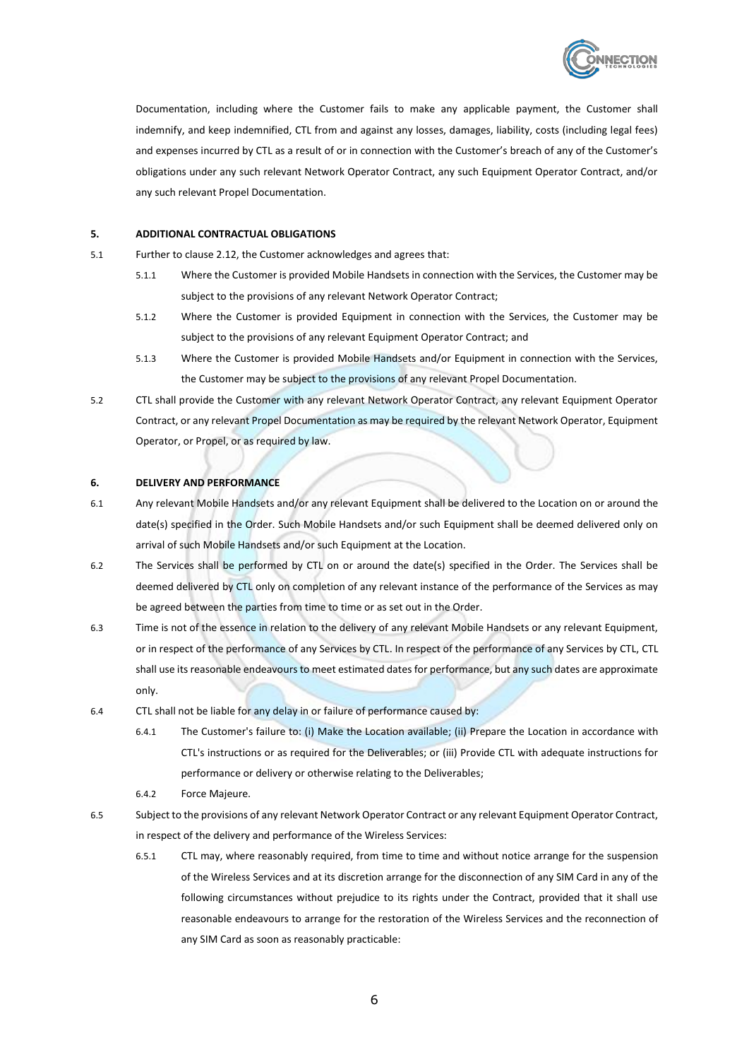Documentation, including where the Customer fails to make any applicable payment, the Customer shall indemnify, and keep indemnified, CTL from and against any losses, damages, liability, costs (including legal fees) and expenses incurred by CTL as a result of or in connection with the Customer's breach of any of the Customer's obligations under any such relevant Network Operator Contract, any such Equipment Operator Contract, and/or any such relevant Propel Documentation.

**5. ADDITIONAL CONTRACTUAL OBLIGATIONS**

5.1 Further to clause 2.12, the Customer acknowledges and agrees that:

5.1.1 Where the Customer is provided Mobile Handsets in connection with the Services, the Customer may be subject to the provisions of any relevant Network Operator Contract;

5.1.2 Where the Customer is provided Equipment in connection with the Services, the Customer may be subject to the provisions of any relevant Equipment Operator Contract; and

5.1.3 Where the Customer is provided Mobile Handsets and/or Equipment in connection with the Services, the Customer may be subject to the provisions of any relevant Propel Documentation.

5.2 CTL shall provide the Customer with any relevant Network Operator Contract, any relevant Equipment Operator Contract, or any relevant Propel Documentation as may be required by the relevant Network Operator, Equipment Operator, or Propel, or as required by law.

**6. DELIVERY AND PERFORMANCE**

6.1 Any relevant Mobile Handsets and/or any relevant Equipment shall be delivered to the Location on or around the date(s) specified in the Order. Such Mobile Handsets and/or such Equipment shall be deemed delivered only on arrival of such Mobile Handsets and/or such Equipment at the Location.

6.2 The Services shall be performed by CTL on or around the date(s) specified in the Order. The Services shall be deemed delivered by CTL only on completion of any relevant instance of the performance of the Services as may be agreed between the parties from time to time or as set out in the Order.

6.3 Time is not of the essence in relation to the delivery of any relevant Mobile Handsets or any relevant Equipment, or in respect of the performance of any Services by CTL. In respect of the performance of any Services by CTL, CTL shall use its reasonable endeavours to meet estimated dates for performance, but any such dates are approximate only.

6.4 CTL shall not be liable for any delay in or failure of performance caused by:

6.4.1 The Customer's failure to: (i) Make the Location available; (ii) Prepare the Location in accordance with CTL's instructions or as required for the Deliverables; or (iii) Provide CTL with adequate instructions for performance or delivery or otherwise relating to the Deliverables;

6.4.2 Force Majeure.

6.5 Subject to the provisions of any relevant Network Operator Contract or any relevant Equipment Operator Contract, in respect of the delivery and performance of the Wireless Services:

6.5.1 CTL may, where reasonably required, from time to time and without notice arrange for the suspension of the Wireless Services and at its discretion arrange for the disconnection of any SIM Card in any of the following circumstances without prejudice to its rights under the Contract, provided that it shall use reasonable endeavours to arrange for the restoration of the Wireless Services and the reconnection of any SIM Card as soon as reasonably practicable: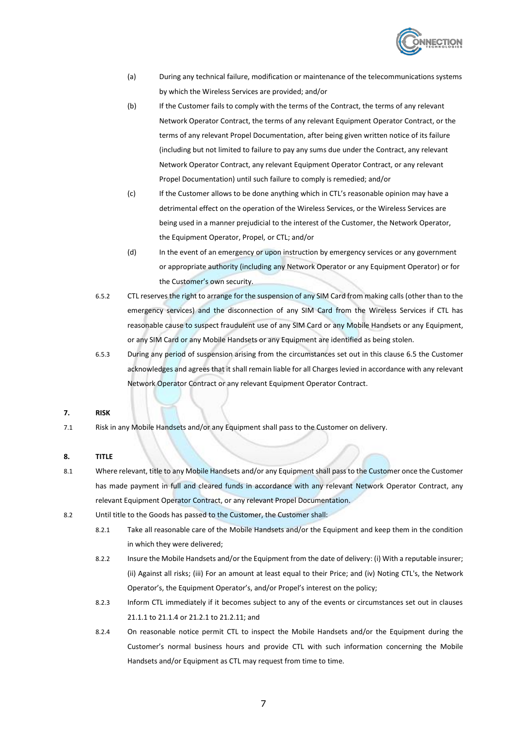(a) During any technical failure, modification or maintenance of the telecommunications systems by which the Wireless Services are provided; and/or

(b) If the Customer fails to comply with the terms of the Contract, the terms of any relevant Network Operator Contract, the terms of any relevant Equipment Operator Contract, or the terms of any relevant Propel Documentation, after being given written notice of its failure (including but not limited to failure to pay any sums due under the Contract, any relevant Network Operator Contract, any relevant Equipment Operator Contract, or any relevant Propel Documentation) until such failure to comply is remedied; and/or

(c) If the Customer allows to be done anything which in CTL's reasonable opinion may have a detrimental effect on the operation of the Wireless Services, or the Wireless Services are being used in a manner prejudicial to the interest of the Customer, the Network Operator, the Equipment Operator, Propel, or CTL; and/or

(d) In the event of an emergency or upon instruction by emergency services or any government or appropriate authority (including any Network Operator or any Equipment Operator) or for the Customer's own security.

6.5.2 CTL reserves the right to arrange for the suspension of any SIM Card from making calls (other than to the emergency services) and the disconnection of any SIM Card from the Wireless Services if CTL has reasonable cause to suspect fraudulent use of any SIM Card or any Mobile Handsets or any Equipment, or any SIM Card or any Mobile Handsets or any Equipment are identified as being stolen.

6.5.3 During any period of suspension arising from the circumstances set out in this clause 6.5 the Customer acknowledges and agrees that it shall remain liable for all Charges levied in accordance with any relevant Network Operator Contract or any relevant Equipment Operator Contract.

## 7. RISK

7.1 Risk in any Mobile Handsets and/or any Equipment shall pass to the Customer on delivery.

## 8. TITLE

8.1 Where relevant, title to any Mobile Handsets and/or any Equipment shall pass to the Customer once the Customer has made payment in full and cleared funds in accordance with any relevant Network Operator Contract, any relevant Equipment Operator Contract, or any relevant Propel Documentation.

8.2 Until title to the Goods has passed to the Customer, the Customer shall:

8.2.1 Take all reasonable care of the Mobile Handsets and/or the Equipment and keep them in the condition in which they were delivered;

8.2.2 Insure the Mobile Handsets and/or the Equipment from the date of delivery: (i) With a reputable insurer; (ii) Against all risks; (iii) For an amount at least equal to their Price; and (iv) Noting CTL's, the Network Operator's, the Equipment Operator's, and/or Propel's interest on the policy;

8.2.3 Inform CTL immediately if it becomes subject to any of the events or circumstances set out in clauses 21.1.1 to 21.1.4 or 21.2.1 to 21.2.11; and

8.2.4 On reasonable notice permit CTL to inspect the Mobile Handsets and/or the Equipment during the Customer's normal business hours and provide CTL with such information concerning the Mobile Handsets and/or Equipment as CTL may request from time to time.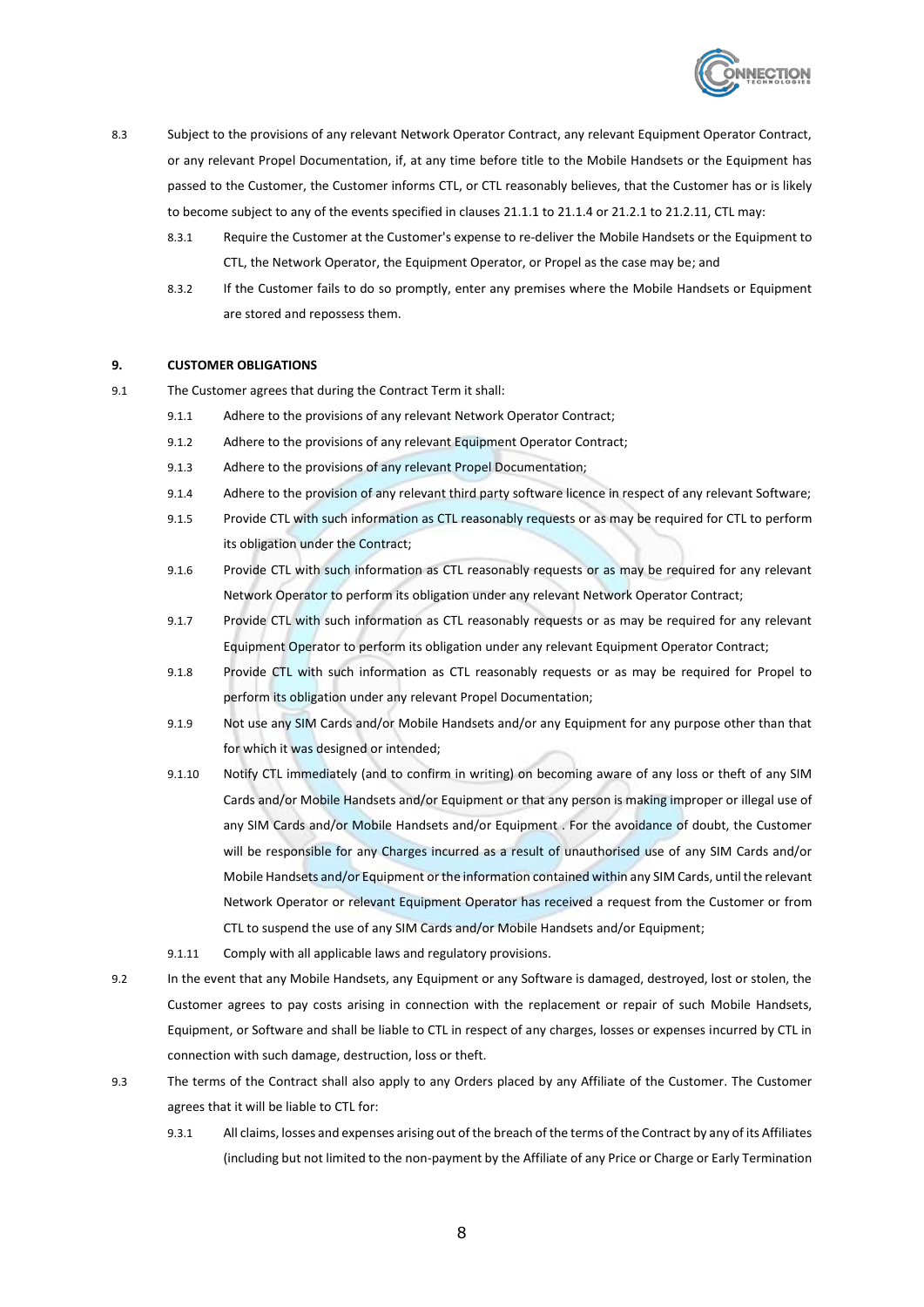8.3 Subject to the provisions of any relevant Network Operator Contract, any relevant Equipment Operator Contract, or any relevant Propel Documentation, if, at any time before title to the Mobile Handsets or the Equipment has passed to the Customer, the Customer informs CTL, or CTL reasonably believes, that the Customer has or is likely to become subject to any of the events specified in clauses 21.1.1 to 21.1.4 or 21.2.1 to 21.2.11, CTL may:

- 8.3.1 Require the Customer at the Customer's expense to re-deliver the Mobile Handsets or the Equipment to CTL, the Network Operator, the Equipment Operator, or Propel as the case may be; and
- 8.3.2 If the Customer fails to do so promptly, enter any premises where the Mobile Handsets or Equipment are stored and repossess them.

## 9. CUSTOMER OBLIGATIONS

9.1 The Customer agrees that during the Contract Term it shall:

- 9.1.1 Adhere to the provisions of any relevant Network Operator Contract;
- 9.1.2 Adhere to the provisions of any relevant Equipment Operator Contract;
- 9.1.3 Adhere to the provisions of any relevant Propel Documentation;
- 9.1.4 Adhere to the provision of any relevant third party software licence in respect of any relevant Software;
- 9.1.5 Provide CTL with such information as CTL reasonably requests or as may be required for CTL to perform its obligation under the Contract;
- 9.1.6 Provide CTL with such information as CTL reasonably requests or as may be required for any relevant Network Operator to perform its obligation under any relevant Network Operator Contract;
- 9.1.7 Provide CTL with such information as CTL reasonably requests or as may be required for any relevant Equipment Operator to perform its obligation under any relevant Equipment Operator Contract;
- 9.1.8 Provide CTL with such information as CTL reasonably requests or as may be required for Propel to perform its obligation under any relevant Propel Documentation;
- 9.1.9 Not use any SIM Cards and/or Mobile Handsets and/or any Equipment for any purpose other than that for which it was designed or intended;
- 9.1.10 Notify CTL immediately (and to confirm in writing) on becoming aware of any loss or theft of any SIM Cards and/or Mobile Handsets and/or Equipment or that any person is making improper or illegal use of any SIM Cards and/or Mobile Handsets and/or Equipment . For the avoidance of doubt, the Customer will be responsible for any Charges incurred as a result of unauthorised use of any SIM Cards and/or Mobile Handsets and/or Equipment or the information contained within any SIM Cards, until the relevant Network Operator or relevant Equipment Operator has received a request from the Customer or from CTL to suspend the use of any SIM Cards and/or Mobile Handsets and/or Equipment;
- 9.1.11 Comply with all applicable laws and regulatory provisions.

9.2 In the event that any Mobile Handsets, any Equipment or any Software is damaged, destroyed, lost or stolen, the Customer agrees to pay costs arising in connection with the replacement or repair of such Mobile Handsets, Equipment, or Software and shall be liable to CTL in respect of any charges, losses or expenses incurred by CTL in connection with such damage, destruction, loss or theft.

9.3 The terms of the Contract shall also apply to any Orders placed by any Affiliate of the Customer. The Customer agrees that it will be liable to CTL for:

- 9.3.1 All claims, losses and expenses arising out of the breach of the terms of the Contract by any of its Affiliates (including but not limited to the non-payment by the Affiliate of any Price or Charge or Early Termination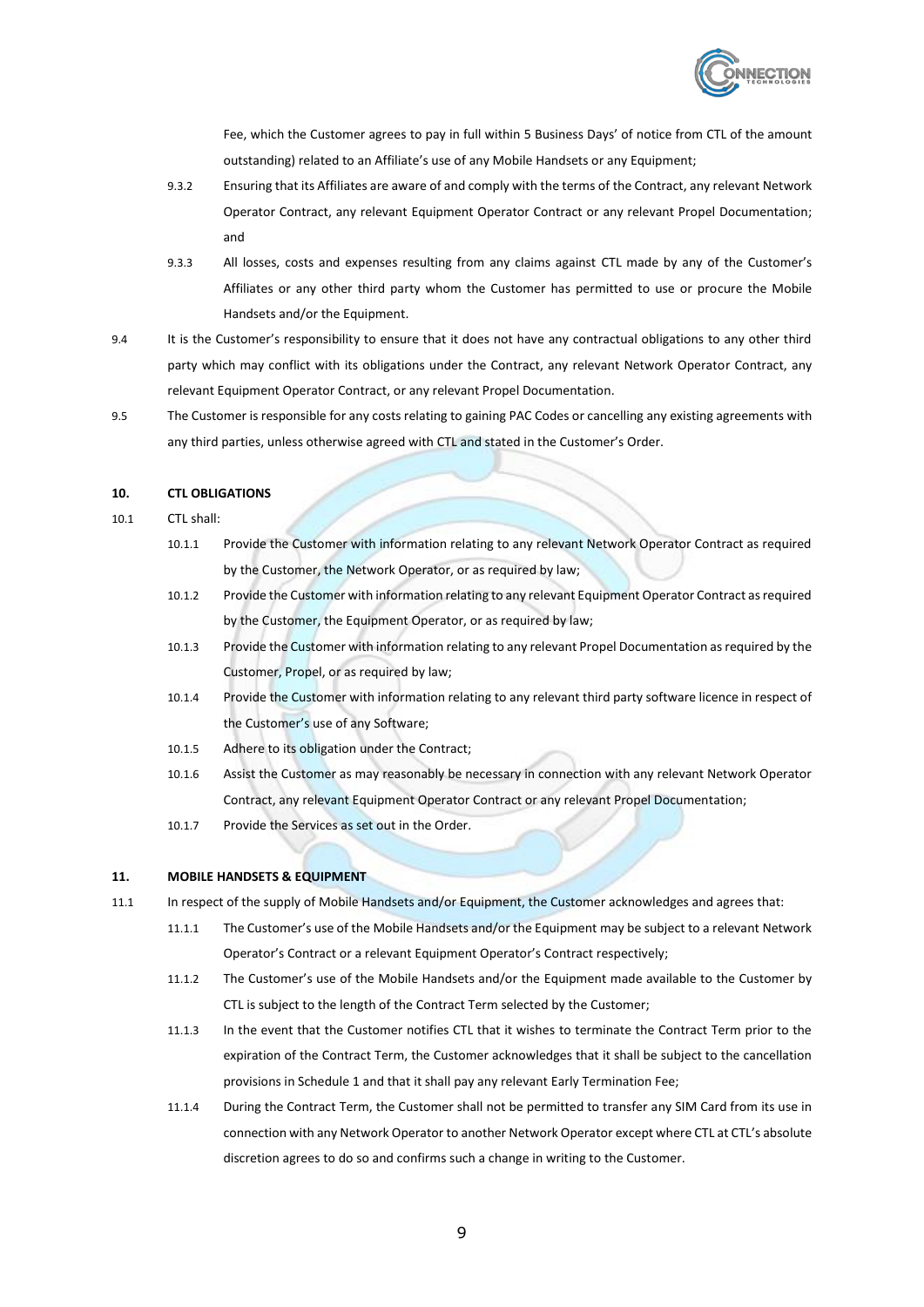Fee, which the Customer agrees to pay in full within 5 Business Days' of notice from CTL of the amount outstanding) related to an Affiliate's use of any Mobile Handsets or any Equipment;

9.3.2 Ensuring that its Affiliates are aware of and comply with the terms of the Contract, any relevant Network Operator Contract, any relevant Equipment Operator Contract or any relevant Propel Documentation; and

9.3.3 All losses, costs and expenses resulting from any claims against CTL made by any of the Customer's Affiliates or any other third party whom the Customer has permitted to use or procure the Mobile Handsets and/or the Equipment.

9.4 It is the Customer's responsibility to ensure that it does not have any contractual obligations to any other third party which may conflict with its obligations under the Contract, any relevant Network Operator Contract, any relevant Equipment Operator Contract, or any relevant Propel Documentation.

9.5 The Customer is responsible for any costs relating to gaining PAC Codes or cancelling any existing agreements with any third parties, unless otherwise agreed with CTL and stated in the Customer's Order.

**10. CTL OBLIGATIONS**

10.1 CTL shall:

10.1.1 Provide the Customer with information relating to any relevant Network Operator Contract as required by the Customer, the Network Operator, or as required by law;

10.1.2 Provide the Customer with information relating to any relevant Equipment Operator Contract as required by the Customer, the Equipment Operator, or as required by law;

10.1.3 Provide the Customer with information relating to any relevant Propel Documentation as required by the Customer, Propel, or as required by law;

10.1.4 Provide the Customer with information relating to any relevant third party software licence in respect of the Customer's use of any Software;

10.1.5 Adhere to its obligation under the Contract;

10.1.6 Assist the Customer as may reasonably be necessary in connection with any relevant Network Operator Contract, any relevant Equipment Operator Contract or any relevant Propel Documentation;

10.1.7 Provide the Services as set out in the Order.

**11. MOBILE HANDSETS & EQUIPMENT**

11.1 In respect of the supply of Mobile Handsets and/or Equipment, the Customer acknowledges and agrees that:

11.1.1 The Customer's use of the Mobile Handsets and/or the Equipment may be subject to a relevant Network Operator's Contract or a relevant Equipment Operator's Contract respectively;

11.1.2 The Customer's use of the Mobile Handsets and/or the Equipment made available to the Customer by CTL is subject to the length of the Contract Term selected by the Customer;

11.1.3 In the event that the Customer notifies CTL that it wishes to terminate the Contract Term prior to the expiration of the Contract Term, the Customer acknowledges that it shall be subject to the cancellation provisions in Schedule 1 and that it shall pay any relevant Early Termination Fee;

11.1.4 During the Contract Term, the Customer shall not be permitted to transfer any SIM Card from its use in connection with any Network Operator to another Network Operator except where CTL at CTL's absolute discretion agrees to do so and confirms such a change in writing to the Customer.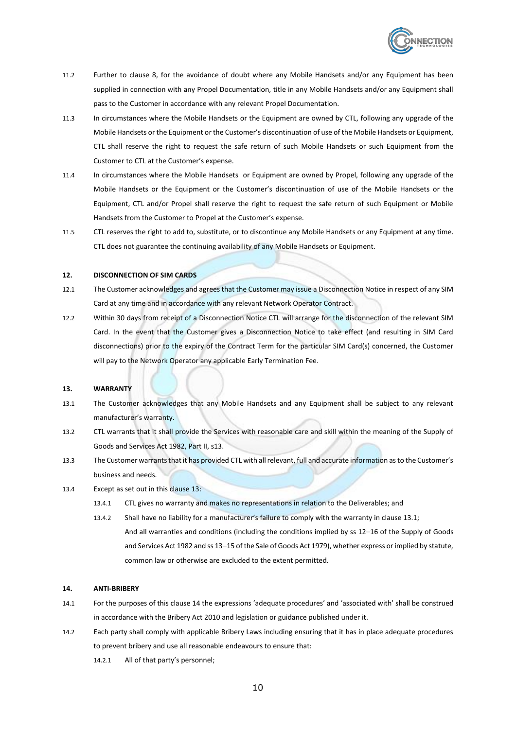11.2 Further to clause 8, for the avoidance of doubt where any Mobile Handsets and/or any Equipment has been supplied in connection with any Propel Documentation, title in any Mobile Handsets and/or any Equipment shall pass to the Customer in accordance with any relevant Propel Documentation.

11.3 In circumstances where the Mobile Handsets or the Equipment are owned by CTL, following any upgrade of the Mobile Handsets or the Equipment or the Customer's discontinuation of use of the Mobile Handsets or Equipment, CTL shall reserve the right to request the safe return of such Mobile Handsets or such Equipment from the Customer to CTL at the Customer's expense.

11.4 In circumstances where the Mobile Handsets or Equipment are owned by Propel, following any upgrade of the Mobile Handsets or the Equipment or the Customer's discontinuation of use of the Mobile Handsets or the Equipment, CTL and/or Propel shall reserve the right to request the safe return of such Equipment or Mobile Handsets from the Customer to Propel at the Customer's expense.

11.5 CTL reserves the right to add to, substitute, or to discontinue any Mobile Handsets or any Equipment at any time. CTL does not guarantee the continuing availability of any Mobile Handsets or Equipment.

## 12. DISCONNECTION OF SIM CARDS

12.1 The Customer acknowledges and agrees that the Customer may issue a Disconnection Notice in respect of any SIM Card at any time and in accordance with any relevant Network Operator Contract.

12.2 Within 30 days from receipt of a Disconnection Notice CTL will arrange for the disconnection of the relevant SIM Card. In the event that the Customer gives a Disconnection Notice to take effect (and resulting in SIM Card disconnections) prior to the expiry of the Contract Term for the particular SIM Card(s) concerned, the Customer will pay to the Network Operator any applicable Early Termination Fee.

## 13. WARRANTY

13.1 The Customer acknowledges that any Mobile Handsets and any Equipment shall be subject to any relevant manufacturer's warranty.

13.2 CTL warrants that it shall provide the Services with reasonable care and skill within the meaning of the Supply of Goods and Services Act 1982, Part II, s13.

13.3 The Customer warrants that it has provided CTL with all relevant, full and accurate information as to the Customer's business and needs.

13.4 Except as set out in this clause 13:

13.4.1 CTL gives no warranty and makes no representations in relation to the Deliverables; and

13.4.2 Shall have no liability for a manufacturer's failure to comply with the warranty in clause 13.1;

And all warranties and conditions (including the conditions implied by ss 12–16 of the Supply of Goods and Services Act 1982 and ss 13–15 of the Sale of Goods Act 1979), whether express or implied by statute, common law or otherwise are excluded to the extent permitted.

## 14. ANTI-BRIBERY

14.1 For the purposes of this clause 14 the expressions 'adequate procedures' and 'associated with' shall be construed in accordance with the Bribery Act 2010 and legislation or guidance published under it.

14.2 Each party shall comply with applicable Bribery Laws including ensuring that it has in place adequate procedures to prevent bribery and use all reasonable endeavours to ensure that:

14.2.1 All of that party's personnel;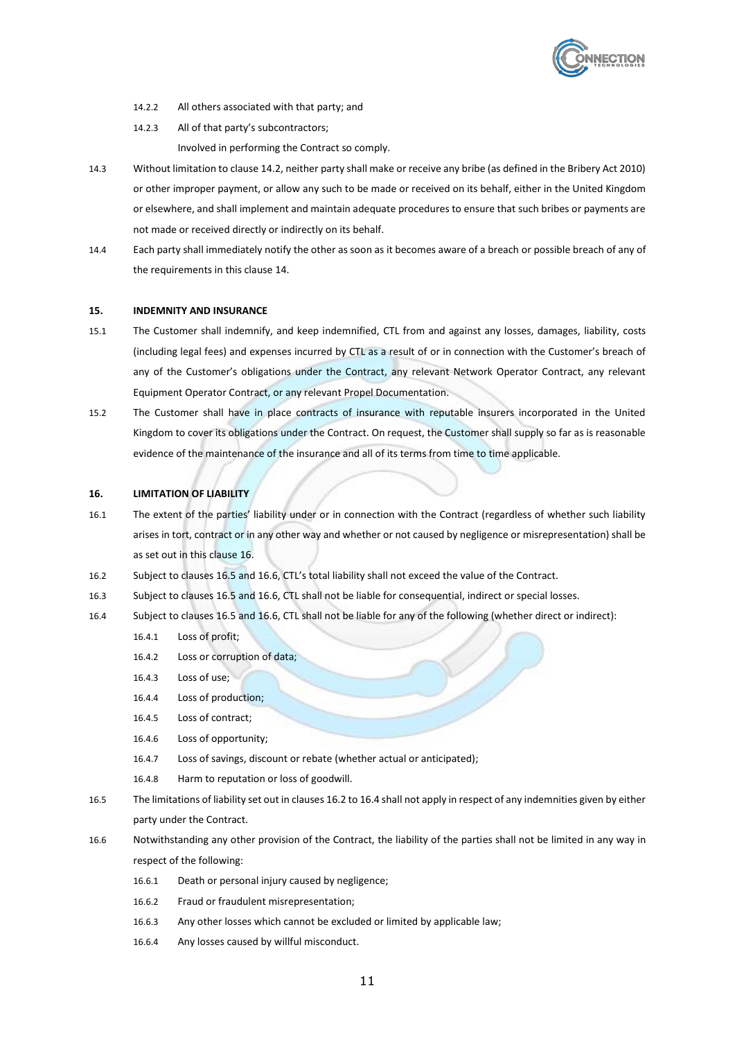14.2.2 All others associated with that party; and

14.2.3 All of that party's subcontractors;

Involved in performing the Contract so comply.

14.3 Without limitation to clause 14.2, neither party shall make or receive any bribe (as defined in the Bribery Act 2010) or other improper payment, or allow any such to be made or received on its behalf, either in the United Kingdom or elsewhere, and shall implement and maintain adequate procedures to ensure that such bribes or payments are not made or received directly or indirectly on its behalf.

14.4 Each party shall immediately notify the other as soon as it becomes aware of a breach or possible breach of any of the requirements in this clause 14.

**15. INDEMNITY AND INSURANCE**

15.1 The Customer shall indemnify, and keep indemnified, CTL from and against any losses, damages, liability, costs (including legal fees) and expenses incurred by CTL as a result of or in connection with the Customer's breach of any of the Customer's obligations under the Contract, any relevant Network Operator Contract, any relevant Equipment Operator Contract, or any relevant Propel Documentation.

15.2 The Customer shall have in place contracts of insurance with reputable insurers incorporated in the United Kingdom to cover its obligations under the Contract. On request, the Customer shall supply so far as is reasonable evidence of the maintenance of the insurance and all of its terms from time to time applicable.

**16. LIMITATION OF LIABILITY**

16.1 The extent of the parties' liability under or in connection with the Contract (regardless of whether such liability arises in tort, contract or in any other way and whether or not caused by negligence or misrepresentation) shall be as set out in this clause 16.

16.2 Subject to clauses 16.5 and 16.6, CTL's total liability shall not exceed the value of the Contract.

16.3 Subject to clauses 16.5 and 16.6, CTL shall not be liable for consequential, indirect or special losses.

16.4 Subject to clauses 16.5 and 16.6, CTL shall not be liable for any of the following (whether direct or indirect):

16.4.1 Loss of profit;

16.4.2 Loss or corruption of data;

16.4.3 Loss of use;

16.4.4 Loss of production;

16.4.5 Loss of contract;

16.4.6 Loss of opportunity;

16.4.7 Loss of savings, discount or rebate (whether actual or anticipated);

16.4.8 Harm to reputation or loss of goodwill.

16.5 The limitations of liability set out in clauses 16.2 to 16.4 shall not apply in respect of any indemnities given by either party under the Contract.

16.6 Notwithstanding any other provision of the Contract, the liability of the parties shall not be limited in any way in respect of the following:

16.6.1 Death or personal injury caused by negligence;

16.6.2 Fraud or fraudulent misrepresentation;

16.6.3 Any other losses which cannot be excluded or limited by applicable law;

16.6.4 Any losses caused by willful misconduct.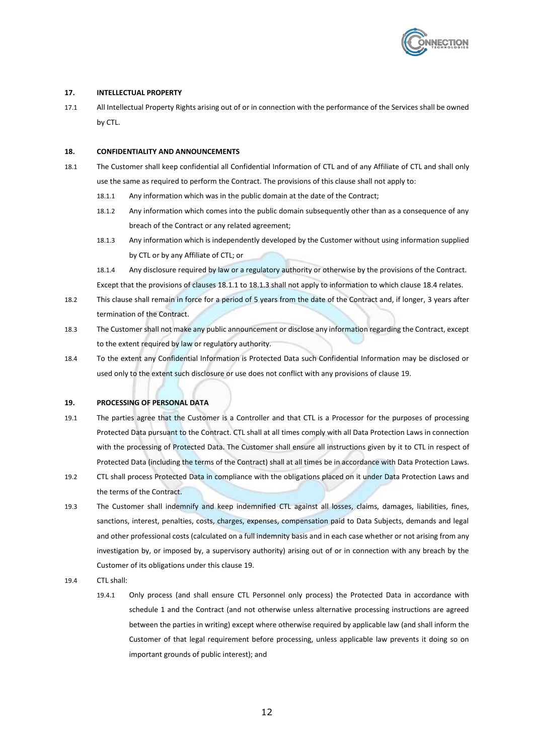## 17. INTELLECTUAL PROPERTY

17.1 All Intellectual Property Rights arising out of or in connection with the performance of the Services shall be owned by CTL.

## 18. CONFIDENTIALITY AND ANNOUNCEMENTS

18.1 The Customer shall keep confidential all Confidential Information of CTL and of any Affiliate of CTL and shall only use the same as required to perform the Contract. The provisions of this clause shall not apply to:

- 18.1.1 Any information which was in the public domain at the date of the Contract;
- 18.1.2 Any information which comes into the public domain subsequently other than as a consequence of any breach of the Contract or any related agreement;
- 18.1.3 Any information which is independently developed by the Customer without using information supplied by CTL or by any Affiliate of CTL; or
- 18.1.4 Any disclosure required by law or a regulatory authority or otherwise by the provisions of the Contract.

Except that the provisions of clauses 18.1.1 to 18.1.3 shall not apply to information to which clause 18.4 relates.

18.2 This clause shall remain in force for a period of 5 years from the date of the Contract and, if longer, 3 years after termination of the Contract.

18.3 The Customer shall not make any public announcement or disclose any information regarding the Contract, except to the extent required by law or regulatory authority.

18.4 To the extent any Confidential Information is Protected Data such Confidential Information may be disclosed or used only to the extent such disclosure or use does not conflict with any provisions of clause 19.

## 19. PROCESSING OF PERSONAL DATA

19.1 The parties agree that the Customer is a Controller and that CTL is a Processor for the purposes of processing Protected Data pursuant to the Contract. CTL shall at all times comply with all Data Protection Laws in connection with the processing of Protected Data. The Customer shall ensure all instructions given by it to CTL in respect of Protected Data (including the terms of the Contract) shall at all times be in accordance with Data Protection Laws.

19.2 CTL shall process Protected Data in compliance with the obligations placed on it under Data Protection Laws and the terms of the Contract.

19.3 The Customer shall indemnify and keep indemnified CTL against all losses, claims, damages, liabilities, fines, sanctions, interest, penalties, costs, charges, expenses, compensation paid to Data Subjects, demands and legal and other professional costs (calculated on a full indemnity basis and in each case whether or not arising from any investigation by, or imposed by, a supervisory authority) arising out of or in connection with any breach by the Customer of its obligations under this clause 19.

19.4 CTL shall:

- 19.4.1 Only process (and shall ensure CTL Personnel only process) the Protected Data in accordance with schedule 1 and the Contract (and not otherwise unless alternative processing instructions are agreed between the parties in writing) except where otherwise required by applicable law (and shall inform the Customer of that legal requirement before processing, unless applicable law prevents it doing so on important grounds of public interest); and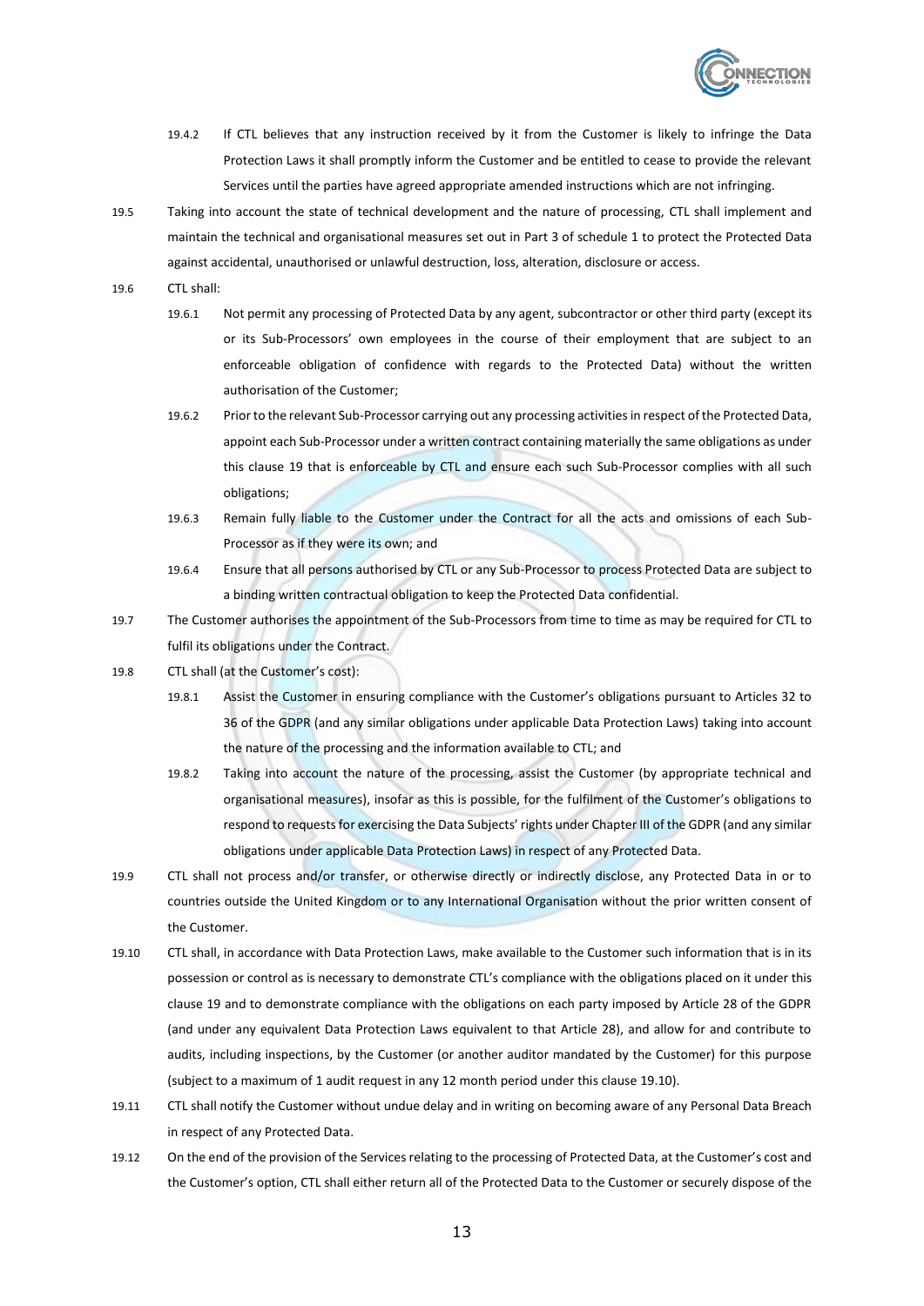19.4.2 If CTL believes that any instruction received by it from the Customer is likely to infringe the Data Protection Laws it shall promptly inform the Customer and be entitled to cease to provide the relevant Services until the parties have agreed appropriate amended instructions which are not infringing.

19.5 Taking into account the state of technical development and the nature of processing, CTL shall implement and maintain the technical and organisational measures set out in Part 3 of schedule 1 to protect the Protected Data against accidental, unauthorised or unlawful destruction, loss, alteration, disclosure or access.

19.6 CTL shall:

19.6.1 Not permit any processing of Protected Data by any agent, subcontractor or other third party (except its or its Sub-Processors' own employees in the course of their employment that are subject to an enforceable obligation of confidence with regards to the Protected Data) without the written authorisation of the Customer;

19.6.2 Prior to the relevant Sub-Processor carrying out any processing activities in respect of the Protected Data, appoint each Sub-Processor under a written contract containing materially the same obligations as under this clause 19 that is enforceable by CTL and ensure each such Sub-Processor complies with all such obligations;

19.6.3 Remain fully liable to the Customer under the Contract for all the acts and omissions of each Sub-Processor as if they were its own; and

19.6.4 Ensure that all persons authorised by CTL or any Sub-Processor to process Protected Data are subject to a binding written contractual obligation to keep the Protected Data confidential.

19.7 The Customer authorises the appointment of the Sub-Processors from time to time as may be required for CTL to fulfil its obligations under the Contract.

19.8 CTL shall (at the Customer's cost):

19.8.1 Assist the Customer in ensuring compliance with the Customer's obligations pursuant to Articles 32 to 36 of the GDPR (and any similar obligations under applicable Data Protection Laws) taking into account the nature of the processing and the information available to CTL; and

19.8.2 Taking into account the nature of the processing, assist the Customer (by appropriate technical and organisational measures), insofar as this is possible, for the fulfilment of the Customer's obligations to respond to requests for exercising the Data Subjects' rights under Chapter III of the GDPR (and any similar obligations under applicable Data Protection Laws) in respect of any Protected Data.

19.9 CTL shall not process and/or transfer, or otherwise directly or indirectly disclose, any Protected Data in or to countries outside the United Kingdom or to any International Organisation without the prior written consent of the Customer.

19.10 CTL shall, in accordance with Data Protection Laws, make available to the Customer such information that is in its possession or control as is necessary to demonstrate CTL's compliance with the obligations placed on it under this clause 19 and to demonstrate compliance with the obligations on each party imposed by Article 28 of the GDPR (and under any equivalent Data Protection Laws equivalent to that Article 28), and allow for and contribute to audits, including inspections, by the Customer (or another auditor mandated by the Customer) for this purpose (subject to a maximum of 1 audit request in any 12 month period under this clause 19.10).

19.11 CTL shall notify the Customer without undue delay and in writing on becoming aware of any Personal Data Breach in respect of any Protected Data.

19.12 On the end of the provision of the Services relating to the processing of Protected Data, at the Customer's cost and the Customer's option, CTL shall either return all of the Protected Data to the Customer or securely dispose of the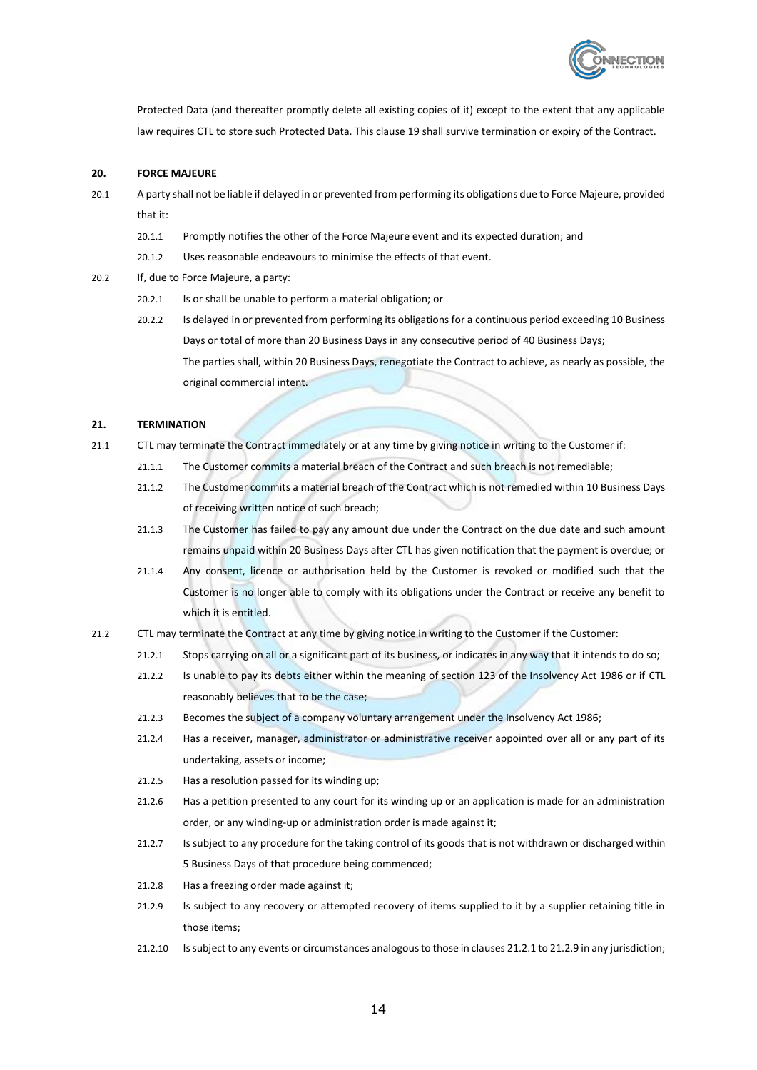Protected Data (and thereafter promptly delete all existing copies of it) except to the extent that any applicable law requires CTL to store such Protected Data. This clause 19 shall survive termination or expiry of the Contract.

## 20. FORCE MAJEURE

20.1 A party shall not be liable if delayed in or prevented from performing its obligations due to Force Majeure, provided that it:

20.1.1 Promptly notifies the other of the Force Majeure event and its expected duration; and

20.1.2 Uses reasonable endeavours to minimise the effects of that event.

20.2 If, due to Force Majeure, a party:

20.2.1 Is or shall be unable to perform a material obligation; or

20.2.2 Is delayed in or prevented from performing its obligations for a continuous period exceeding 10 Business Days or total of more than 20 Business Days in any consecutive period of 40 Business Days;

The parties shall, within 20 Business Days, renegotiate the Contract to achieve, as nearly as possible, the original commercial intent.

## 21. TERMINATION

21.1 CTL may terminate the Contract immediately or at any time by giving notice in writing to the Customer if:

21.1.1 The Customer commits a material breach of the Contract and such breach is not remediable;

21.1.2 The Customer commits a material breach of the Contract which is not remedied within 10 Business Days of receiving written notice of such breach;

21.1.3 The Customer has failed to pay any amount due under the Contract on the due date and such amount remains unpaid within 20 Business Days after CTL has given notification that the payment is overdue; or

21.1.4 Any consent, licence or authorisation held by the Customer is revoked or modified such that the Customer is no longer able to comply with its obligations under the Contract or receive any benefit to which it is entitled.

21.2 CTL may terminate the Contract at any time by giving notice in writing to the Customer if the Customer:

21.2.1 Stops carrying on all or a significant part of its business, or indicates in any way that it intends to do so;

21.2.2 Is unable to pay its debts either within the meaning of section 123 of the Insolvency Act 1986 or if CTL reasonably believes that to be the case;

21.2.3 Becomes the subject of a company voluntary arrangement under the Insolvency Act 1986;

21.2.4 Has a receiver, manager, administrator or administrative receiver appointed over all or any part of its undertaking, assets or income;

21.2.5 Has a resolution passed for its winding up;

21.2.6 Has a petition presented to any court for its winding up or an application is made for an administration order, or any winding-up or administration order is made against it;

21.2.7 Is subject to any procedure for the taking control of its goods that is not withdrawn or discharged within 5 Business Days of that procedure being commenced;

21.2.8 Has a freezing order made against it;

21.2.9 Is subject to any recovery or attempted recovery of items supplied to it by a supplier retaining title in those items;

21.2.10 Is subject to any events or circumstances analogous to those in clauses 21.2.1 to 21.2.9 in any jurisdiction;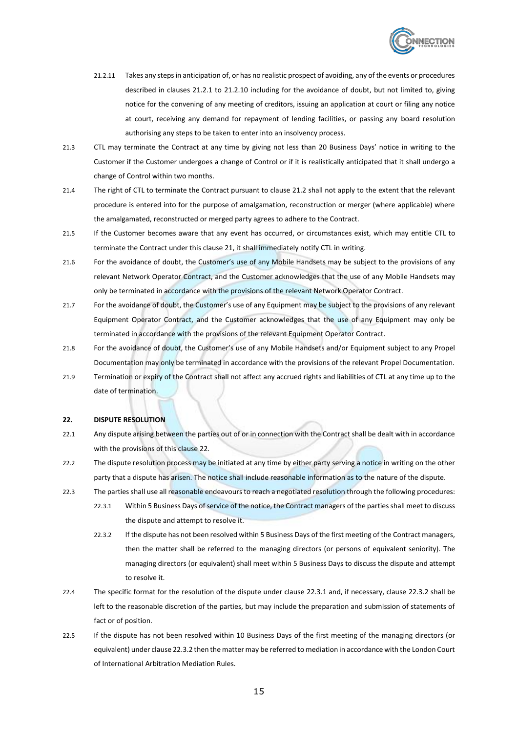21.2.11 Takes any steps in anticipation of, or has no realistic prospect of avoiding, any of the events or procedures described in clauses 21.2.1 to 21.2.10 including for the avoidance of doubt, but not limited to, giving notice for the convening of any meeting of creditors, issuing an application at court or filing any notice at court, receiving any demand for repayment of lending facilities, or passing any board resolution authorising any steps to be taken to enter into an insolvency process.

21.3 CTL may terminate the Contract at any time by giving not less than 20 Business Days' notice in writing to the Customer if the Customer undergoes a change of Control or if it is realistically anticipated that it shall undergo a change of Control within two months.

21.4 The right of CTL to terminate the Contract pursuant to clause 21.2 shall not apply to the extent that the relevant procedure is entered into for the purpose of amalgamation, reconstruction or merger (where applicable) where the amalgamated, reconstructed or merged party agrees to adhere to the Contract.

21.5 If the Customer becomes aware that any event has occurred, or circumstances exist, which may entitle CTL to terminate the Contract under this clause 21, it shall immediately notify CTL in writing.

21.6 For the avoidance of doubt, the Customer's use of any Mobile Handsets may be subject to the provisions of any relevant Network Operator Contract, and the Customer acknowledges that the use of any Mobile Handsets may only be terminated in accordance with the provisions of the relevant Network Operator Contract.

21.7 For the avoidance of doubt, the Customer's use of any Equipment may be subject to the provisions of any relevant Equipment Operator Contract, and the Customer acknowledges that the use of any Equipment may only be terminated in accordance with the provisions of the relevant Equipment Operator Contract.

21.8 For the avoidance of doubt, the Customer's use of any Mobile Handsets and/or Equipment subject to any Propel Documentation may only be terminated in accordance with the provisions of the relevant Propel Documentation.

21.9 Termination or expiry of the Contract shall not affect any accrued rights and liabilities of CTL at any time up to the date of termination.

## 22. DISPUTE RESOLUTION

22.1 Any dispute arising between the parties out of or in connection with the Contract shall be dealt with in accordance with the provisions of this clause 22.

22.2 The dispute resolution process may be initiated at any time by either party serving a notice in writing on the other party that a dispute has arisen. The notice shall include reasonable information as to the nature of the dispute.

22.3 The parties shall use all reasonable endeavours to reach a negotiated resolution through the following procedures:

22.3.1 Within 5 Business Days of service of the notice, the Contract managers of the parties shall meet to discuss the dispute and attempt to resolve it.

22.3.2 If the dispute has not been resolved within 5 Business Days of the first meeting of the Contract managers, then the matter shall be referred to the managing directors (or persons of equivalent seniority). The managing directors (or equivalent) shall meet within 5 Business Days to discuss the dispute and attempt to resolve it.

22.4 The specific format for the resolution of the dispute under clause 22.3.1 and, if necessary, clause 22.3.2 shall be left to the reasonable discretion of the parties, but may include the preparation and submission of statements of fact or of position.

22.5 If the dispute has not been resolved within 10 Business Days of the first meeting of the managing directors (or equivalent) under clause 22.3.2 then the matter may be referred to mediation in accordance with the London Court of International Arbitration Mediation Rules.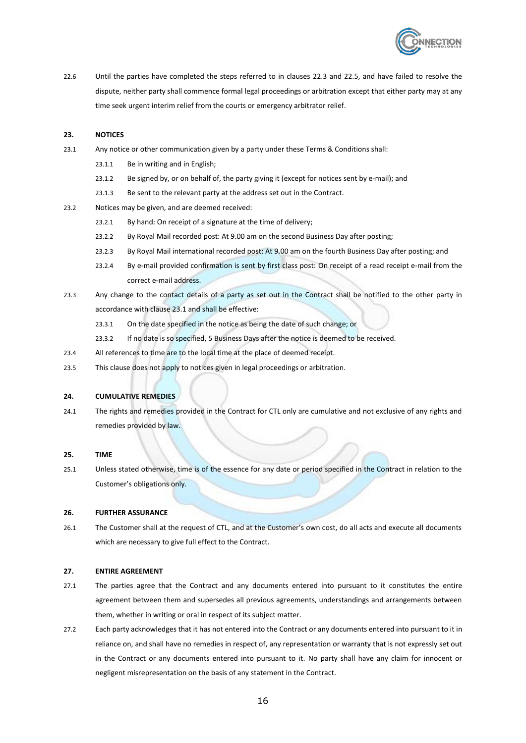22.6 Until the parties have completed the steps referred to in clauses 22.3 and 22.5, and have failed to resolve the dispute, neither party shall commence formal legal proceedings or arbitration except that either party may at any time seek urgent interim relief from the courts or emergency arbitrator relief.

**23. NOTICES**

23.1 Any notice or other communication given by a party under these Terms & Conditions shall:

- 23.1.1 Be in writing and in English;
- 23.1.2 Be signed by, or on behalf of, the party giving it (except for notices sent by e-mail); and
- 23.1.3 Be sent to the relevant party at the address set out in the Contract.

23.2 Notices may be given, and are deemed received:

- 23.2.1 By hand: On receipt of a signature at the time of delivery;
- 23.2.2 By Royal Mail recorded post: At 9.00 am on the second Business Day after posting;
- 23.2.3 By Royal Mail international recorded post: At 9.00 am on the fourth Business Day after posting; and
- 23.2.4 By e-mail provided confirmation is sent by first class post: On receipt of a read receipt e-mail from the correct e-mail address.

23.3 Any change to the contact details of a party as set out in the Contract shall be notified to the other party in accordance with clause 23.1 and shall be effective:

- 23.3.1 On the date specified in the notice as being the date of such change; or
- 23.3.2 If no date is so specified, 5 Business Days after the notice is deemed to be received.

23.4 All references to time are to the local time at the place of deemed receipt.

23.5 This clause does not apply to notices given in legal proceedings or arbitration.

**24. CUMULATIVE REMEDIES**

24.1 The rights and remedies provided in the Contract for CTL only are cumulative and not exclusive of any rights and remedies provided by law.

**25. TIME**

25.1 Unless stated otherwise, time is of the essence for any date or period specified in the Contract in relation to the Customer's obligations only.

**26. FURTHER ASSURANCE**

26.1 The Customer shall at the request of CTL, and at the Customer's own cost, do all acts and execute all documents which are necessary to give full effect to the Contract.

**27. ENTIRE AGREEMENT**

27.1 The parties agree that the Contract and any documents entered into pursuant to it constitutes the entire agreement between them and supersedes all previous agreements, understandings and arrangements between them, whether in writing or oral in respect of its subject matter.

27.2 Each party acknowledges that it has not entered into the Contract or any documents entered into pursuant to it in reliance on, and shall have no remedies in respect of, any representation or warranty that is not expressly set out in the Contract or any documents entered into pursuant to it. No party shall have any claim for innocent or negligent misrepresentation on the basis of any statement in the Contract.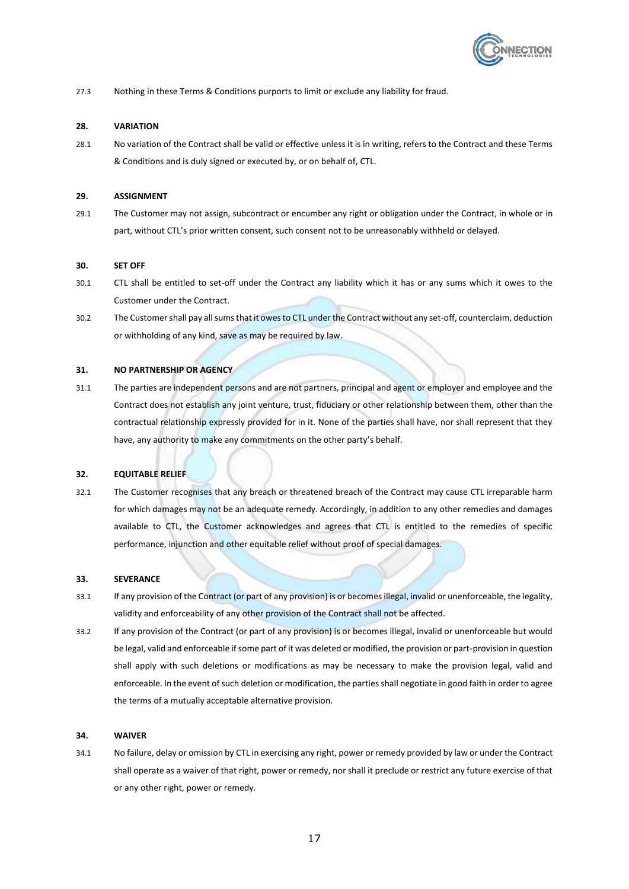27.3 Nothing in these Terms & Conditions purports to limit or exclude any liability for fraud.

**28. VARIATION**

28.1 No variation of the Contract shall be valid or effective unless it is in writing, refers to the Contract and these Terms & Conditions and is duly signed or executed by, or on behalf of, CTL.

**29. ASSIGNMENT**

29.1 The Customer may not assign, subcontract or encumber any right or obligation under the Contract, in whole or in part, without CTL's prior written consent, such consent not to be unreasonably withheld or delayed.

**30. SET OFF**

30.1 CTL shall be entitled to set-off under the Contract any liability which it has or any sums which it owes to the Customer under the Contract.

30.2 The Customer shall pay all sums that it owes to CTL under the Contract without any set-off, counterclaim, deduction or withholding of any kind, save as may be required by law.

**31. NO PARTNERSHIP OR AGENCY**

31.1 The parties are independent persons and are not partners, principal and agent or employer and employee and the Contract does not establish any joint venture, trust, fiduciary or other relationship between them, other than the contractual relationship expressly provided for in it. None of the parties shall have, nor shall represent that they have, any authority to make any commitments on the other party's behalf.

**32. EQUITABLE RELIEF**

32.1 The Customer recognises that any breach or threatened breach of the Contract may cause CTL irreparable harm for which damages may not be an adequate remedy. Accordingly, in addition to any other remedies and damages available to CTL, the Customer acknowledges and agrees that CTL is entitled to the remedies of specific performance, injunction and other equitable relief without proof of special damages.

**33. SEVERANCE**

33.1 If any provision of the Contract (or part of any provision) is or becomes illegal, invalid or unenforceable, the legality, validity and enforceability of any other provision of the Contract shall not be affected.

33.2 If any provision of the Contract (or part of any provision) is or becomes illegal, invalid or unenforceable but would be legal, valid and enforceable if some part of it was deleted or modified, the provision or part-provision in question shall apply with such deletions or modifications as may be necessary to make the provision legal, valid and enforceable. In the event of such deletion or modification, the parties shall negotiate in good faith in order to agree the terms of a mutually acceptable alternative provision.

**34. WAIVER**

34.1 No failure, delay or omission by CTL in exercising any right, power or remedy provided by law or under the Contract shall operate as a waiver of that right, power or remedy, nor shall it preclude or restrict any future exercise of that or any other right, power or remedy.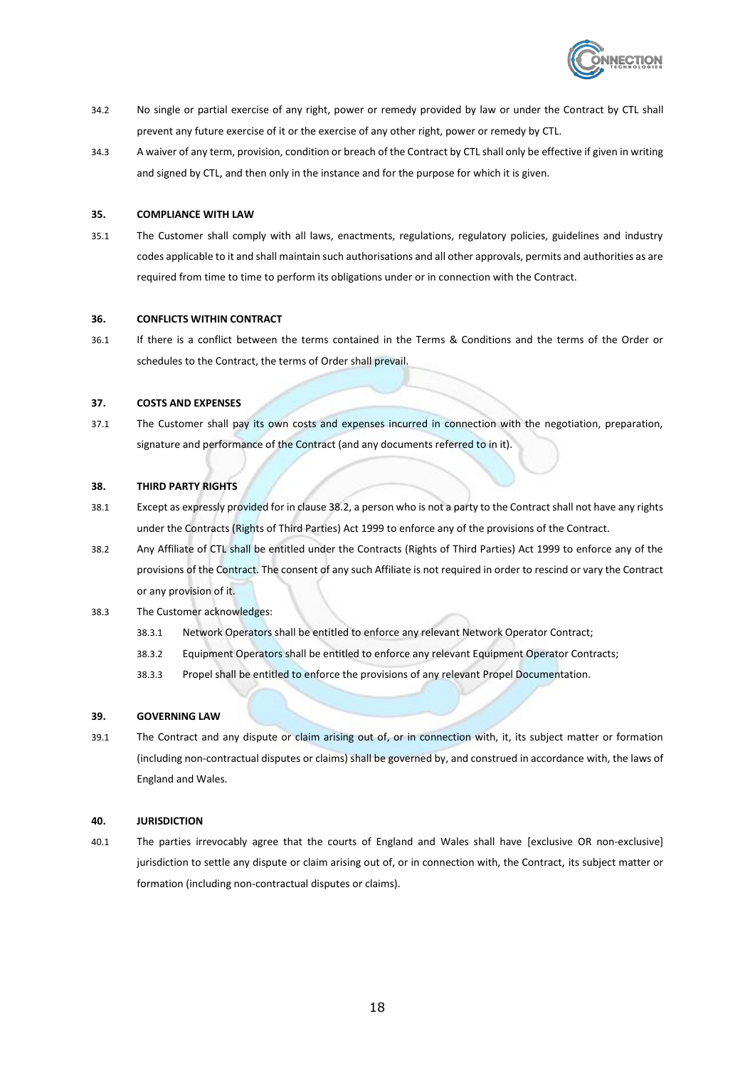34.2 No single or partial exercise of any right, power or remedy provided by law or under the Contract by CTL shall prevent any future exercise of it or the exercise of any other right, power or remedy by CTL.

34.3 A waiver of any term, provision, condition or breach of the Contract by CTL shall only be effective if given in writing and signed by CTL, and then only in the instance and for the purpose for which it is given.

**35. COMPLIANCE WITH LAW**

35.1 The Customer shall comply with all laws, enactments, regulations, regulatory policies, guidelines and industry codes applicable to it and shall maintain such authorisations and all other approvals, permits and authorities as are required from time to time to perform its obligations under or in connection with the Contract.

**36. CONFLICTS WITHIN CONTRACT**

36.1 If there is a conflict between the terms contained in the Terms & Conditions and the terms of the Order or schedules to the Contract, the terms of Order shall prevail.

**37. COSTS AND EXPENSES**

37.1 The Customer shall pay its own costs and expenses incurred in connection with the negotiation, preparation, signature and performance of the Contract (and any documents referred to in it).

**38. THIRD PARTY RIGHTS**

38.1 Except as expressly provided for in clause 38.2, a person who is not a party to the Contract shall not have any rights under the Contracts (Rights of Third Parties) Act 1999 to enforce any of the provisions of the Contract.

38.2 Any Affiliate of CTL shall be entitled under the Contracts (Rights of Third Parties) Act 1999 to enforce any of the provisions of the Contract. The consent of any such Affiliate is not required in order to rescind or vary the Contract or any provision of it.

38.3 The Customer acknowledges:

- 38.3.1 Network Operators shall be entitled to enforce any relevant Network Operator Contract;
- 38.3.2 Equipment Operators shall be entitled to enforce any relevant Equipment Operator Contracts;
- 38.3.3 Propel shall be entitled to enforce the provisions of any relevant Propel Documentation.

**39. GOVERNING LAW**

39.1 The Contract and any dispute or claim arising out of, or in connection with, it, its subject matter or formation (including non-contractual disputes or claims) shall be governed by, and construed in accordance with, the laws of England and Wales.

**40. JURISDICTION**

40.1 The parties irrevocably agree that the courts of England and Wales shall have [exclusive OR non-exclusive] jurisdiction to settle any dispute or claim arising out of, or in connection with, the Contract, its subject matter or formation (including non-contractual disputes or claims).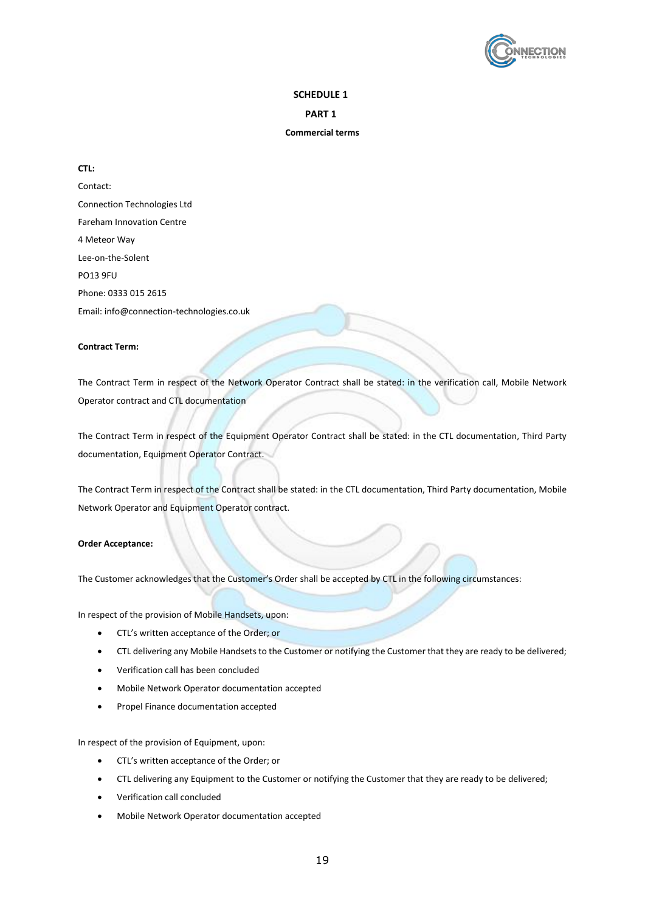## SCHEDULE 1

## PART 1

### Commercial terms

**CTL:**

Contact:

Connection Technologies Ltd

Fareham Innovation Centre

4 Meteor Way

Lee-on-the-Solent

PO13 9FU

Phone: 0333 015 2615

Email: info@connection-technologies.co.uk

**Contract Term:**

The Contract Term in respect of the Network Operator Contract shall be stated: in the verification call, Mobile Network Operator contract and CTL documentation

The Contract Term in respect of the Equipment Operator Contract shall be stated: in the CTL documentation, Third Party documentation, Equipment Operator Contract.

The Contract Term in respect of the Contract shall be stated: in the CTL documentation, Third Party documentation, Mobile Network Operator and Equipment Operator contract.

**Order Acceptance:**

The Customer acknowledges that the Customer's Order shall be accepted by CTL in the following circumstances:

In respect of the provision of Mobile Handsets, upon:

- CTL's written acceptance of the Order; or
- CTL delivering any Mobile Handsets to the Customer or notifying the Customer that they are ready to be delivered;
- Verification call has been concluded
- Mobile Network Operator documentation accepted
- Propel Finance documentation accepted

In respect of the provision of Equipment, upon:

- CTL's written acceptance of the Order; or
- CTL delivering any Equipment to the Customer or notifying the Customer that they are ready to be delivered;
- Verification call concluded
- Mobile Network Operator documentation accepted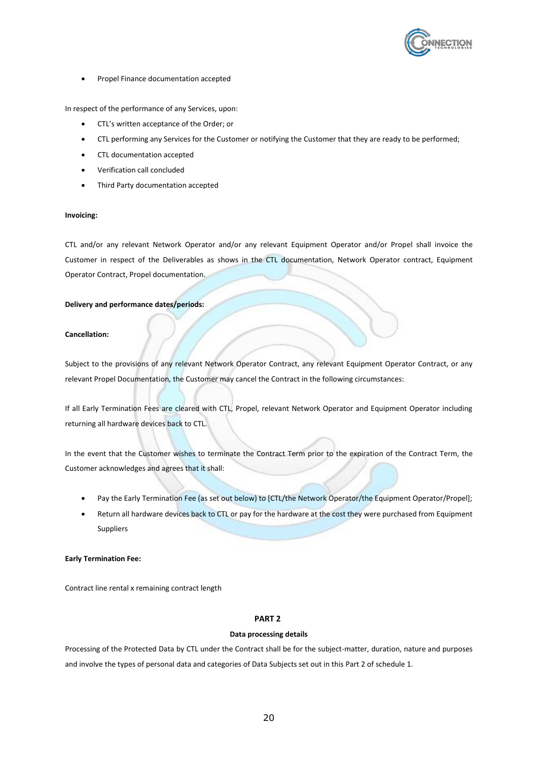- Propel Finance documentation accepted

In respect of the performance of any Services, upon:

- CTL's written acceptance of the Order; or
- CTL performing any Services for the Customer or notifying the Customer that they are ready to be performed;
- CTL documentation accepted
- Verification call concluded
- Third Party documentation accepted

**Invoicing:**

CTL and/or any relevant Network Operator and/or any relevant Equipment Operator and/or Propel shall invoice the Customer in respect of the Deliverables as shows in the CTL documentation, Network Operator contract, Equipment Operator Contract, Propel documentation.

**Delivery and performance dates/periods:**

**Cancellation:**

Subject to the provisions of any relevant Network Operator Contract, any relevant Equipment Operator Contract, or any relevant Propel Documentation, the Customer may cancel the Contract in the following circumstances:

If all Early Termination Fees are cleared with CTL, Propel, relevant Network Operator and Equipment Operator including returning all hardware devices back to CTL.

In the event that the Customer wishes to terminate the Contract Term prior to the expiration of the Contract Term, the Customer acknowledges and agrees that it shall:

- Pay the Early Termination Fee (as set out below) to [CTL/the Network Operator/the Equipment Operator/Propel];
- Return all hardware devices back to CTL or pay for the hardware at the cost they were purchased from Equipment Suppliers

**Early Termination Fee:**

Contract line rental x remaining contract length

## PART 2

### Data processing details

Processing of the Protected Data by CTL under the Contract shall be for the subject-matter, duration, nature and purposes and involve the types of personal data and categories of Data Subjects set out in this Part 2 of schedule 1.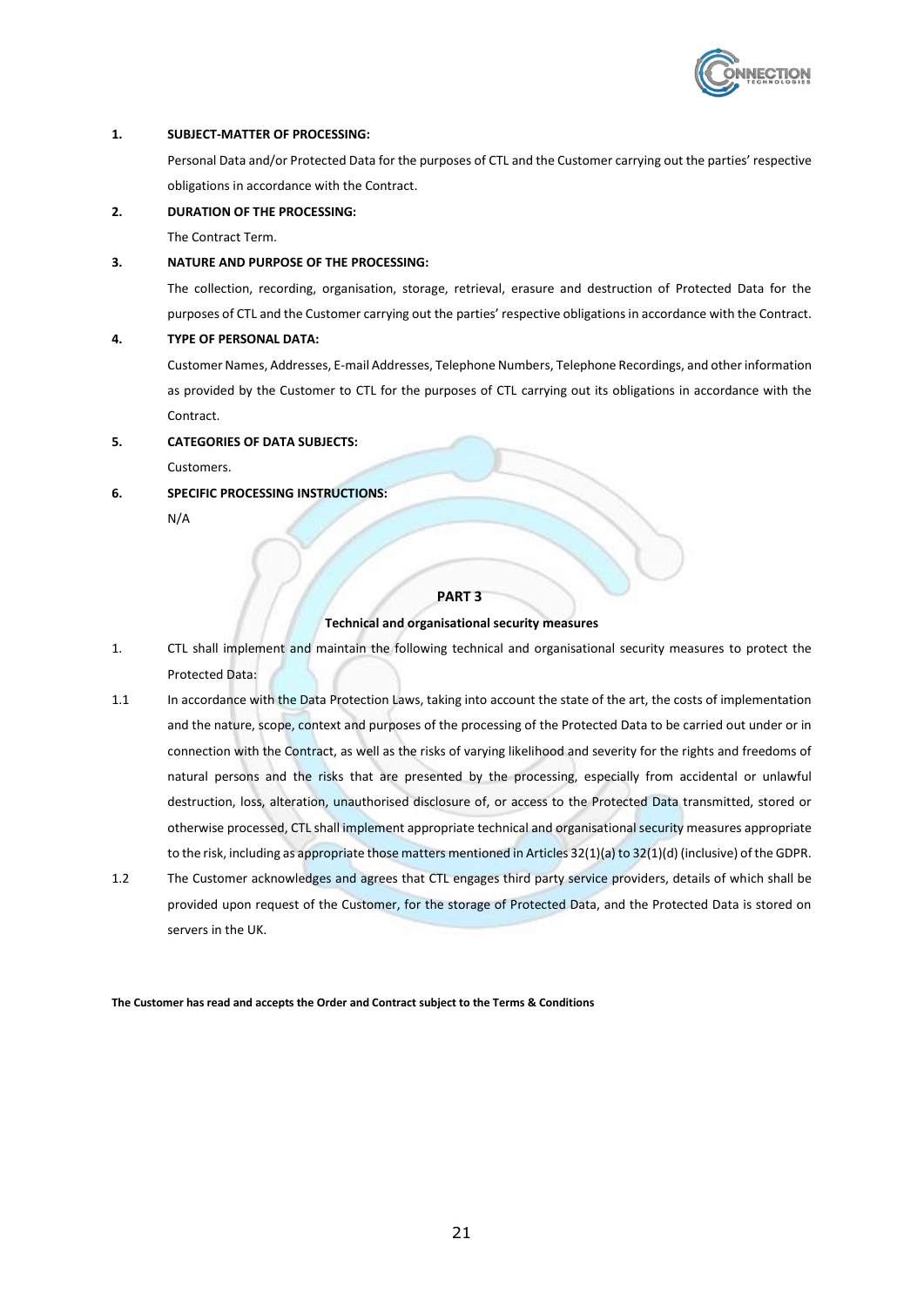**1. SUBJECT-MATTER OF PROCESSING:**

Personal Data and/or Protected Data for the purposes of CTL and the Customer carrying out the parties' respective obligations in accordance with the Contract.

**2. DURATION OF THE PROCESSING:**

The Contract Term.

**3. NATURE AND PURPOSE OF THE PROCESSING:**

The collection, recording, organisation, storage, retrieval, erasure and destruction of Protected Data for the purposes of CTL and the Customer carrying out the parties' respective obligations in accordance with the Contract.

**4. TYPE OF PERSONAL DATA:**

Customer Names, Addresses, E-mail Addresses, Telephone Numbers, Telephone Recordings, and other information as provided by the Customer to CTL for the purposes of CTL carrying out its obligations in accordance with the Contract.

**5. CATEGORIES OF DATA SUBJECTS:**

Customers.

**6. SPECIFIC PROCESSING INSTRUCTIONS:**

N/A

## PART 3

### Technical and organisational security measures

1. CTL shall implement and maintain the following technical and organisational security measures to protect the Protected Data:

1.1 In accordance with the Data Protection Laws, taking into account the state of the art, the costs of implementation and the nature, scope, context and purposes of the processing of the Protected Data to be carried out under or in connection with the Contract, as well as the risks of varying likelihood and severity for the rights and freedoms of natural persons and the risks that are presented by the processing, especially from accidental or unlawful destruction, loss, alteration, unauthorised disclosure of, or access to the Protected Data transmitted, stored or otherwise processed, CTL shall implement appropriate technical and organisational security measures appropriate to the risk, including as appropriate those matters mentioned in Articles 32(1)(a) to 32(1)(d) (inclusive) of the GDPR.

1.2 The Customer acknowledges and agrees that CTL engages third party service providers, details of which shall be provided upon request of the Customer, for the storage of Protected Data, and the Protected Data is stored on servers in the UK.

**The Customer has read and accepts the Order and Contract subject to the Terms & Conditions**